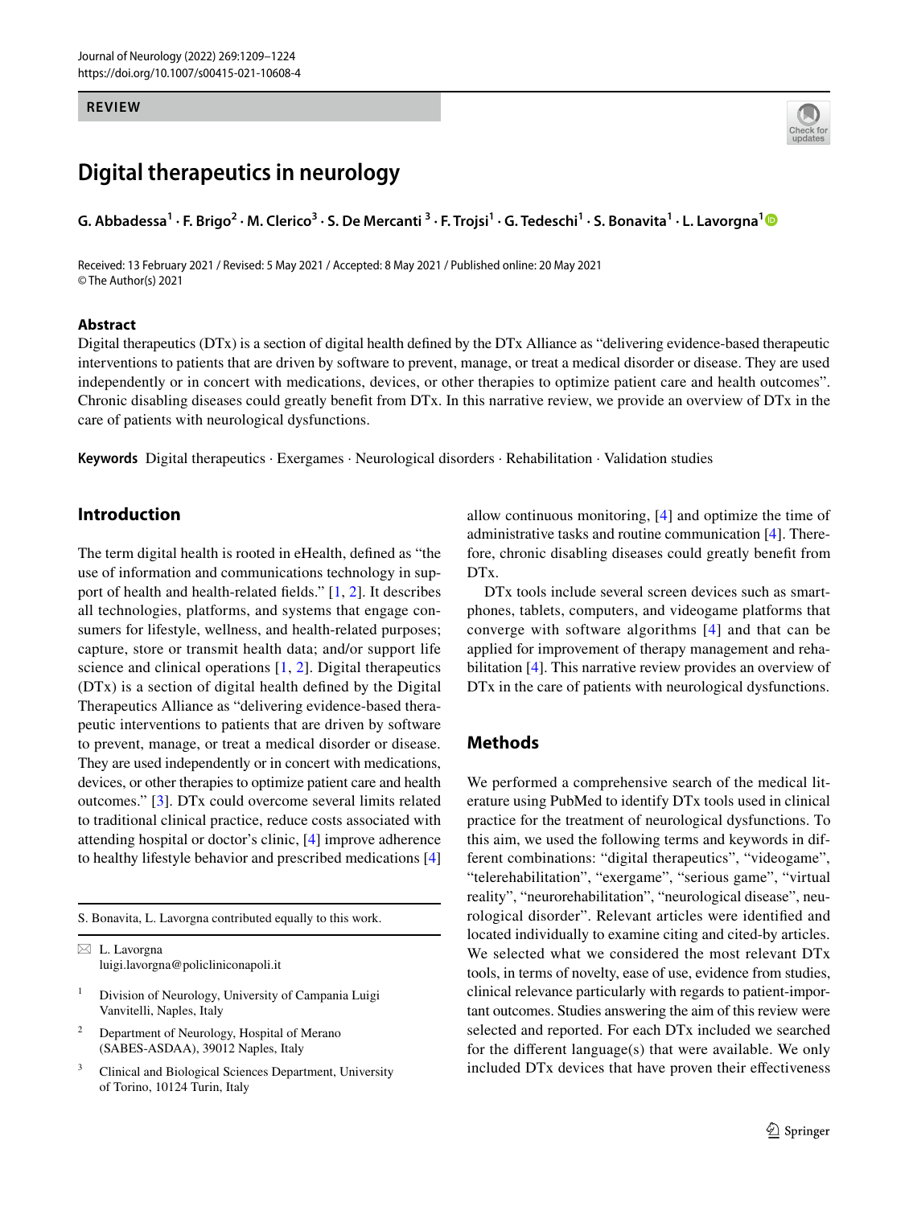REVIEW

# Digital therapeutics in neurology

**G. Abbadessa[1] · F. Brigo[2] · M. Clerico[3] · S. De Mercanti [3] · F. Trojsi[1] · G. Tedeschi[1] · S. Bonavita[1] · L. Lavorgna[1]**

Received: 13 February 2021 / Revised: 5 May 2021 / Accepted: 8 May 2021 / Published online: 20 May 2021
© The Author(s) 2021

## Abstract

Digital therapeutics (DTx) is a section of digital health defined by the DTx Alliance as "delivering evidence-based therapeutic interventions to patients that are driven by software to prevent, manage, or treat a medical disorder or disease. They are used independently or in concert with medications, devices, or other therapies to optimize patient care and health outcomes". Chronic disabling diseases could greatly benefit from DTx. In this narrative review, we provide an overview of DTx in the care of patients with neurological dysfunctions.

**Keywords** Digital therapeutics · Exergames · Neurological disorders · Rehabilitation · Validation studies

## Introduction

The term digital health is rooted in eHealth, defined as "the use of information and communications technology in support of health and health-related fields." [1, 2]. It describes all technologies, platforms, and systems that engage consumers for lifestyle, wellness, and health-related purposes; capture, store or transmit health data; and/or support life science and clinical operations [1, 2]. Digital therapeutics (DTx) is a section of digital health defined by the Digital Therapeutics Alliance as "delivering evidence-based therapeutic interventions to patients that are driven by software to prevent, manage, or treat a medical disorder or disease. They are used independently or in concert with medications, devices, or other therapies to optimize patient care and health outcomes." [3]. DTx could overcome several limits related to traditional clinical practice, reduce costs associated with attending hospital or doctor's clinic, [4] improve adherence to healthy lifestyle behavior and prescribed medications [4] allow continuous monitoring, [4] and optimize the time of administrative tasks and routine communication [4]. Therefore, chronic disabling diseases could greatly benefit from DTx.

DTx tools include several screen devices such as smartphones, tablets, computers, and videogame platforms that converge with software algorithms [4] and that can be applied for improvement of therapy management and rehabilitation [4]. This narrative review provides an overview of DTx in the care of patients with neurological dysfunctions.

## Methods

We performed a comprehensive search of the medical literature using PubMed to identify DTx tools used in clinical practice for the treatment of neurological dysfunctions. To this aim, we used the following terms and keywords in different combinations: "digital therapeutics", "videogame", "telerehabilitation", "exergame", "serious game", "virtual reality", "neurorehabilitation", "neurological disease", neurological disorder". Relevant articles were identified and located individually to examine citing and cited-by articles. We selected what we considered the most relevant DTx tools, in terms of novelty, ease of use, evidence from studies, clinical relevance particularly with regards to patient-important outcomes. Studies answering the aim of this review were selected and reported. For each DTx included we searched for the different language(s) that were available. We only included DTx devices that have proven their effectiveness

---

S. Bonavita, L. Lavorgna contributed equally to this work.

✉ L. Lavorgna
luigi.lavorgna@policliniconapoli.it

[1] Division of Neurology, University of Campania Luigi Vanvitelli, Naples, Italy

[2] Department of Neurology, Hospital of Merano (SABES-ASDAA), 39012 Naples, Italy

[3] Clinical and Biological Sciences Department, University of Torino, 10124 Turin, Italy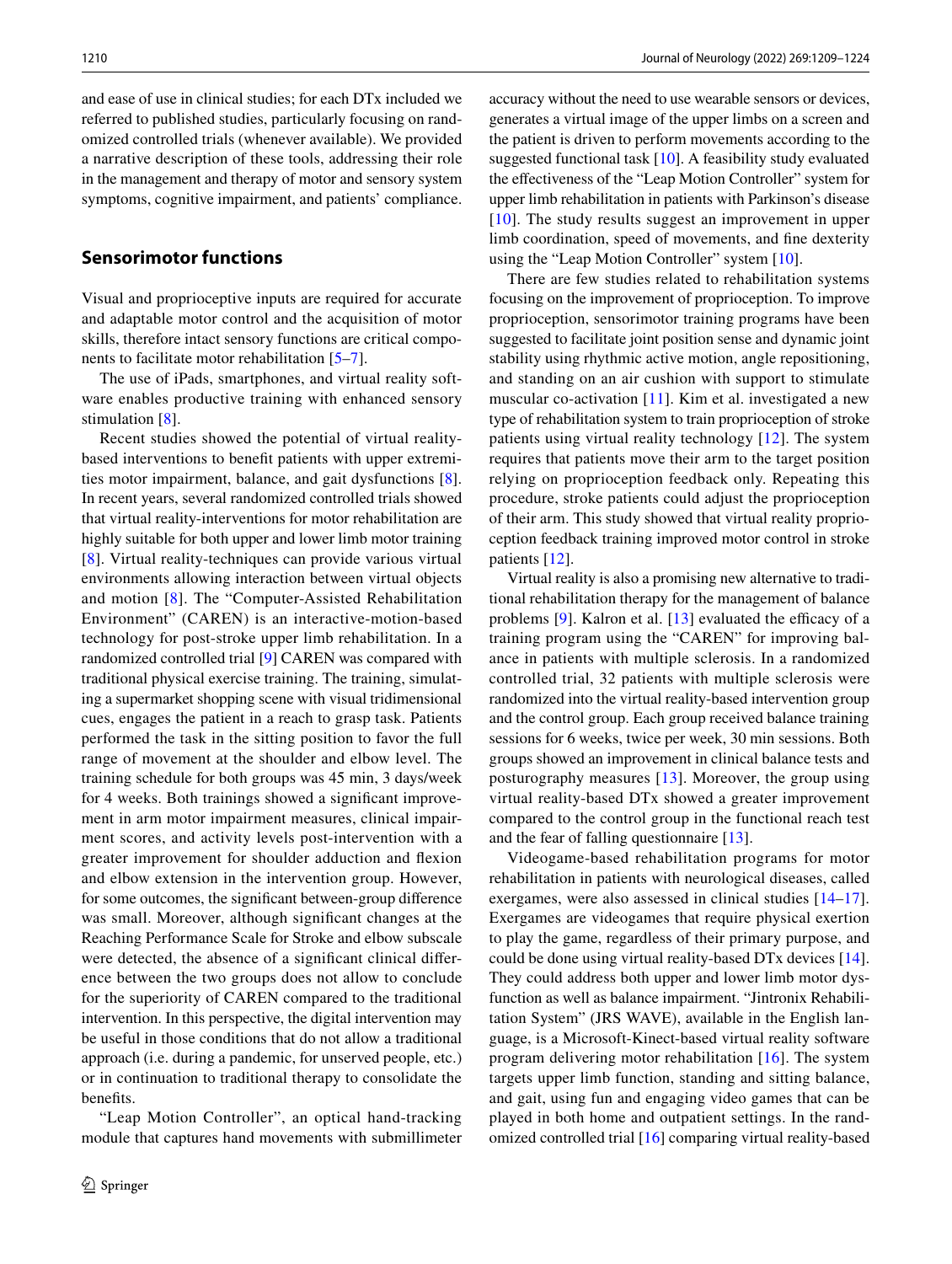and ease of use in clinical studies; for each DTx included we referred to published studies, particularly focusing on randomized controlled trials (whenever available). We provided a narrative description of these tools, addressing their role in the management and therapy of motor and sensory system symptoms, cognitive impairment, and patients' compliance.

## Sensorimotor functions

Visual and proprioceptive inputs are required for accurate and adaptable motor control and the acquisition of motor skills, therefore intact sensory functions are critical components to facilitate motor rehabilitation [5–7].

The use of iPads, smartphones, and virtual reality software enables productive training with enhanced sensory stimulation [8].

Recent studies showed the potential of virtual reality-based interventions to benefit patients with upper extremities motor impairment, balance, and gait dysfunctions [8]. In recent years, several randomized controlled trials showed that virtual reality-interventions for motor rehabilitation are highly suitable for both upper and lower limb motor training [8]. Virtual reality-techniques can provide various virtual environments allowing interaction between virtual objects and motion [8]. The "Computer-Assisted Rehabilitation Environment" (CAREN) is an interactive-motion-based technology for post-stroke upper limb rehabilitation. In a randomized controlled trial [9] CAREN was compared with traditional physical exercise training. The training, simulating a supermarket shopping scene with visual tridimensional cues, engages the patient in a reach to grasp task. Patients performed the task in the sitting position to favor the full range of movement at the shoulder and elbow level. The training schedule for both groups was 45 min, 3 days/week for 4 weeks. Both trainings showed a significant improvement in arm motor impairment measures, clinical impairment scores, and activity levels post-intervention with a greater improvement for shoulder adduction and flexion and elbow extension in the intervention group. However, for some outcomes, the significant between-group difference was small. Moreover, although significant changes at the Reaching Performance Scale for Stroke and elbow subscale were detected, the absence of a significant clinical difference between the two groups does not allow to conclude for the superiority of CAREN compared to the traditional intervention. In this perspective, the digital intervention may be useful in those conditions that do not allow a traditional approach (i.e. during a pandemic, for unserved people, etc.) or in continuation to traditional therapy to consolidate the benefits.

"Leap Motion Controller", an optical hand-tracking module that captures hand movements with submillimeter accuracy without the need to use wearable sensors or devices, generates a virtual image of the upper limbs on a screen and the patient is driven to perform movements according to the suggested functional task [10]. A feasibility study evaluated the effectiveness of the "Leap Motion Controller" system for upper limb rehabilitation in patients with Parkinson's disease [10]. The study results suggest an improvement in upper limb coordination, speed of movements, and fine dexterity using the "Leap Motion Controller" system [10].

There are few studies related to rehabilitation systems focusing on the improvement of proprioception. To improve proprioception, sensorimotor training programs have been suggested to facilitate joint position sense and dynamic joint stability using rhythmic active motion, angle repositioning, and standing on an air cushion with support to stimulate muscular co-activation [11]. Kim et al. investigated a new type of rehabilitation system to train proprioception of stroke patients using virtual reality technology [12]. The system requires that patients move their arm to the target position relying on proprioception feedback only. Repeating this procedure, stroke patients could adjust the proprioception of their arm. This study showed that virtual reality proprioception feedback training improved motor control in stroke patients [12].

Virtual reality is also a promising new alternative to traditional rehabilitation therapy for the management of balance problems [9]. Kalron et al. [13] evaluated the efficacy of a training program using the "CAREN" for improving balance in patients with multiple sclerosis. In a randomized controlled trial, 32 patients with multiple sclerosis were randomized into the virtual reality-based intervention group and the control group. Each group received balance training sessions for 6 weeks, twice per week, 30 min sessions. Both groups showed an improvement in clinical balance tests and posturography measures [13]. Moreover, the group using virtual reality-based DTx showed a greater improvement compared to the control group in the functional reach test and the fear of falling questionnaire [13].

Videogame-based rehabilitation programs for motor rehabilitation in patients with neurological diseases, called exergames, were also assessed in clinical studies [14–17]. Exergames are videogames that require physical exertion to play the game, regardless of their primary purpose, and could be done using virtual reality-based DTx devices [14]. They could address both upper and lower limb motor dysfunction as well as balance impairment. "Jintronix Rehabilitation System" (JRS WAVE), available in the English language, is a Microsoft-Kinect-based virtual reality software program delivering motor rehabilitation [16]. The system targets upper limb function, standing and sitting balance, and gait, using fun and engaging video games that can be played in both home and outpatient settings. In the randomized controlled trial [16] comparing virtual reality-based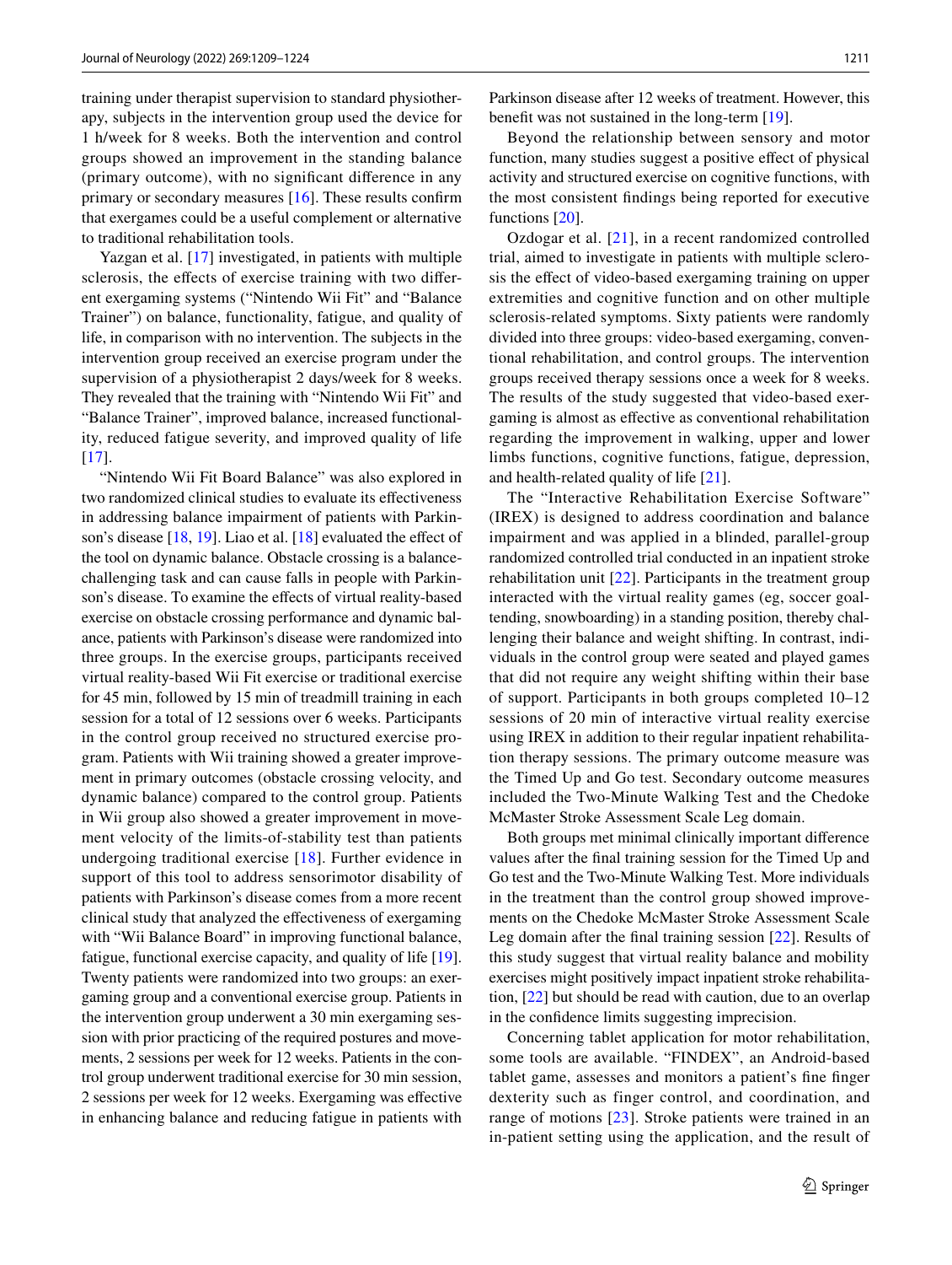training under therapist supervision to standard physiotherapy, subjects in the intervention group used the device for 1 h/week for 8 weeks. Both the intervention and control groups showed an improvement in the standing balance (primary outcome), with no significant difference in any primary or secondary measures [16]. These results confirm that exergames could be a useful complement or alternative to traditional rehabilitation tools.

Yazgan et al. [17] investigated, in patients with multiple sclerosis, the effects of exercise training with two different exergaming systems ("Nintendo Wii Fit" and "Balance Trainer") on balance, functionality, fatigue, and quality of life, in comparison with no intervention. The subjects in the intervention group received an exercise program under the supervision of a physiotherapist 2 days/week for 8 weeks. They revealed that the training with "Nintendo Wii Fit" and "Balance Trainer", improved balance, increased functionality, reduced fatigue severity, and improved quality of life [17].

"Nintendo Wii Fit Board Balance" was also explored in two randomized clinical studies to evaluate its effectiveness in addressing balance impairment of patients with Parkinson's disease [18, 19]. Liao et al. [18] evaluated the effect of the tool on dynamic balance. Obstacle crossing is a balance-challenging task and can cause falls in people with Parkinson's disease. To examine the effects of virtual reality-based exercise on obstacle crossing performance and dynamic balance, patients with Parkinson's disease were randomized into three groups. In the exercise groups, participants received virtual reality-based Wii Fit exercise or traditional exercise for 45 min, followed by 15 min of treadmill training in each session for a total of 12 sessions over 6 weeks. Participants in the control group received no structured exercise program. Patients with Wii training showed a greater improvement in primary outcomes (obstacle crossing velocity, and dynamic balance) compared to the control group. Patients in Wii group also showed a greater improvement in movement velocity of the limits-of-stability test than patients undergoing traditional exercise [18]. Further evidence in support of this tool to address sensorimotor disability of patients with Parkinson's disease comes from a more recent clinical study that analyzed the effectiveness of exergaming with "Wii Balance Board" in improving functional balance, fatigue, functional exercise capacity, and quality of life [19]. Twenty patients were randomized into two groups: an exergaming group and a conventional exercise group. Patients in the intervention group underwent a 30 min exergaming session with prior practicing of the required postures and movements, 2 sessions per week for 12 weeks. Patients in the control group underwent traditional exercise for 30 min session, 2 sessions per week for 12 weeks. Exergaming was effective in enhancing balance and reducing fatigue in patients with Parkinson disease after 12 weeks of treatment. However, this benefit was not sustained in the long-term [19].

Beyond the relationship between sensory and motor function, many studies suggest a positive effect of physical activity and structured exercise on cognitive functions, with the most consistent findings being reported for executive functions [20].

Ozdogar et al. [21], in a recent randomized controlled trial, aimed to investigate in patients with multiple sclerosis the effect of video-based exergaming training on upper extremities and cognitive function and on other multiple sclerosis-related symptoms. Sixty patients were randomly divided into three groups: video-based exergaming, conventional rehabilitation, and control groups. The intervention groups received therapy sessions once a week for 8 weeks. The results of the study suggested that video-based exergaming is almost as effective as conventional rehabilitation regarding the improvement in walking, upper and lower limbs functions, cognitive functions, fatigue, depression, and health-related quality of life [21].

The "Interactive Rehabilitation Exercise Software" (IREX) is designed to address coordination and balance impairment and was applied in a blinded, parallel-group randomized controlled trial conducted in an inpatient stroke rehabilitation unit [22]. Participants in the treatment group interacted with the virtual reality games (eg, soccer goal-tending, snowboarding) in a standing position, thereby challenging their balance and weight shifting. In contrast, individuals in the control group were seated and played games that did not require any weight shifting within their base of support. Participants in both groups completed 10–12 sessions of 20 min of interactive virtual reality exercise using IREX in addition to their regular inpatient rehabilitation therapy sessions. The primary outcome measure was the Timed Up and Go test. Secondary outcome measures included the Two-Minute Walking Test and the Chedoke McMaster Stroke Assessment Scale Leg domain.

Both groups met minimal clinically important difference values after the final training session for the Timed Up and Go test and the Two-Minute Walking Test. More individuals in the treatment than the control group showed improvements on the Chedoke McMaster Stroke Assessment Scale Leg domain after the final training session [22]. Results of this study suggest that virtual reality balance and mobility exercises might positively impact inpatient stroke rehabilitation, [22] but should be read with caution, due to an overlap in the confidence limits suggesting imprecision.

Concerning tablet application for motor rehabilitation, some tools are available. "FINDEX", an Android-based tablet game, assesses and monitors a patient's fine finger dexterity such as finger control, and coordination, and range of motions [23]. Stroke patients were trained in an in-patient setting using the application, and the result of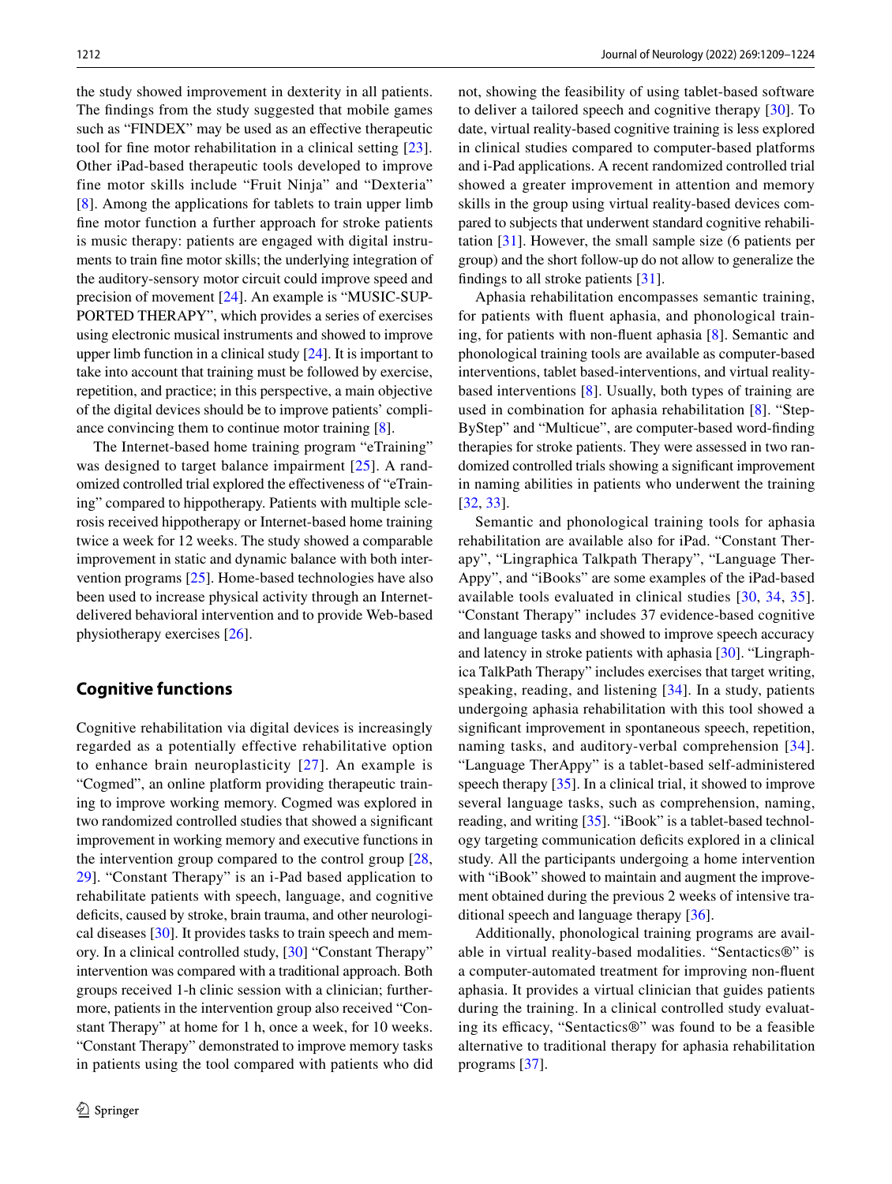the study showed improvement in dexterity in all patients. The findings from the study suggested that mobile games such as "FINDEX" may be used as an effective therapeutic tool for fine motor rehabilitation in a clinical setting [23]. Other iPad-based therapeutic tools developed to improve fine motor skills include "Fruit Ninja" and "Dexteria" [8]. Among the applications for tablets to train upper limb fine motor function a further approach for stroke patients is music therapy: patients are engaged with digital instruments to train fine motor skills; the underlying integration of the auditory-sensory motor circuit could improve speed and precision of movement [24]. An example is "MUSIC-SUPPORTED THERAPY", which provides a series of exercises using electronic musical instruments and showed to improve upper limb function in a clinical study [24]. It is important to take into account that training must be followed by exercise, repetition, and practice; in this perspective, a main objective of the digital devices should be to improve patients' compliance convincing them to continue motor training [8].

The Internet-based home training program "eTraining" was designed to target balance impairment [25]. A randomized controlled trial explored the effectiveness of "eTraining" compared to hippotherapy. Patients with multiple sclerosis received hippotherapy or Internet-based home training twice a week for 12 weeks. The study showed a comparable improvement in static and dynamic balance with both intervention programs [25]. Home-based technologies have also been used to increase physical activity through an Internet-delivered behavioral intervention and to provide Web-based physiotherapy exercises [26].

## Cognitive functions

Cognitive rehabilitation via digital devices is increasingly regarded as a potentially effective rehabilitative option to enhance brain neuroplasticity [27]. An example is "Cogmed", an online platform providing therapeutic training to improve working memory. Cogmed was explored in two randomized controlled studies that showed a significant improvement in working memory and executive functions in the intervention group compared to the control group [28, 29]. "Constant Therapy" is an i-Pad based application to rehabilitate patients with speech, language, and cognitive deficits, caused by stroke, brain trauma, and other neurological diseases [30]. It provides tasks to train speech and memory. In a clinical controlled study, [30] "Constant Therapy" intervention was compared with a traditional approach. Both groups received 1-h clinic session with a clinician; furthermore, patients in the intervention group also received "Constant Therapy" at home for 1 h, once a week, for 10 weeks. "Constant Therapy" demonstrated to improve memory tasks in patients using the tool compared with patients who did not, showing the feasibility of using tablet-based software to deliver a tailored speech and cognitive therapy [30]. To date, virtual reality-based cognitive training is less explored in clinical studies compared to computer-based platforms and i-Pad applications. A recent randomized controlled trial showed a greater improvement in attention and memory skills in the group using virtual reality-based devices compared to subjects that underwent standard cognitive rehabilitation [31]. However, the small sample size (6 patients per group) and the short follow-up do not allow to generalize the findings to all stroke patients [31].

Aphasia rehabilitation encompasses semantic training, for patients with fluent aphasia, and phonological training, for patients with non-fluent aphasia [8]. Semantic and phonological training tools are available as computer-based interventions, tablet based-interventions, and virtual reality-based interventions [8]. Usually, both types of training are used in combination for aphasia rehabilitation [8]. "StepByStep" and "Multicue", are computer-based word-finding therapies for stroke patients. They were assessed in two randomized controlled trials showing a significant improvement in naming abilities in patients who underwent the training [32, 33].

Semantic and phonological training tools for aphasia rehabilitation are available also for iPad. "Constant Therapy", "Lingraphica Talkpath Therapy", "Language TherAppy", and "iBooks" are some examples of the iPad-based available tools evaluated in clinical studies [30, 34, 35]. "Constant Therapy" includes 37 evidence-based cognitive and language tasks and showed to improve speech accuracy and latency in stroke patients with aphasia [30]. "Lingraphica TalkPath Therapy" includes exercises that target writing, speaking, reading, and listening [34]. In a study, patients undergoing aphasia rehabilitation with this tool showed a significant improvement in spontaneous speech, repetition, naming tasks, and auditory-verbal comprehension [34]. "Language TherAppy" is a tablet-based self-administered speech therapy [35]. In a clinical trial, it showed to improve several language tasks, such as comprehension, naming, reading, and writing [35]. "iBook" is a tablet-based technology targeting communication deficits explored in a clinical study. All the participants undergoing a home intervention with "iBook" showed to maintain and augment the improvement obtained during the previous 2 weeks of intensive traditional speech and language therapy [36].

Additionally, phonological training programs are available in virtual reality-based modalities. "Sentactics®" is a computer-automated treatment for improving non-fluent aphasia. It provides a virtual clinician that guides patients during the training. In a clinical controlled study evaluating its efficacy, "Sentactics®" was found to be a feasible alternative to traditional therapy for aphasia rehabilitation programs [37].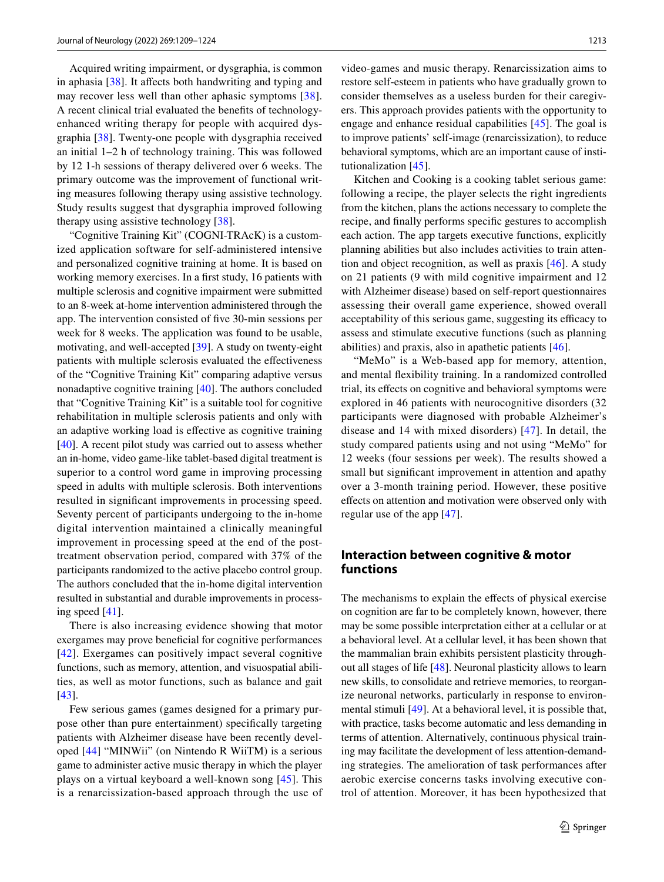Acquired writing impairment, or dysgraphia, is common in aphasia [38]. It affects both handwriting and typing and may recover less well than other aphasic symptoms [38]. A recent clinical trial evaluated the benefits of technology-enhanced writing therapy for people with acquired dysgraphia [38]. Twenty-one people with dysgraphia received an initial 1–2 h of technology training. This was followed by 12 1-h sessions of therapy delivered over 6 weeks. The primary outcome was the improvement of functional writing measures following therapy using assistive technology. Study results suggest that dysgraphia improved following therapy using assistive technology [38].

"Cognitive Training Kit" (COGNI-TRAcK) is a customized application software for self-administered intensive and personalized cognitive training at home. It is based on working memory exercises. In a first study, 16 patients with multiple sclerosis and cognitive impairment were submitted to an 8-week at-home intervention administered through the app. The intervention consisted of five 30-min sessions per week for 8 weeks. The application was found to be usable, motivating, and well-accepted [39]. A study on twenty-eight patients with multiple sclerosis evaluated the effectiveness of the "Cognitive Training Kit" comparing adaptive versus nonadaptive cognitive training [40]. The authors concluded that "Cognitive Training Kit" is a suitable tool for cognitive rehabilitation in multiple sclerosis patients and only with an adaptive working load is effective as cognitive training [40]. A recent pilot study was carried out to assess whether an in-home, video game-like tablet-based digital treatment is superior to a control word game in improving processing speed in adults with multiple sclerosis. Both interventions resulted in significant improvements in processing speed. Seventy percent of participants undergoing to the in-home digital intervention maintained a clinically meaningful improvement in processing speed at the end of the post-treatment observation period, compared with 37% of the participants randomized to the active placebo control group. The authors concluded that the in-home digital intervention resulted in substantial and durable improvements in processing speed [41].

There is also increasing evidence showing that motor exergames may prove beneficial for cognitive performances [42]. Exergames can positively impact several cognitive functions, such as memory, attention, and visuospatial abilities, as well as motor functions, such as balance and gait [43].

Few serious games (games designed for a primary purpose other than pure entertainment) specifically targeting patients with Alzheimer disease have been recently developed [44] "MINWii" (on Nintendo R WiiTM) is a serious game to administer active music therapy in which the player plays on a virtual keyboard a well-known song [45]. This is a renarcissization-based approach through the use of video-games and music therapy. Renarcissization aims to restore self-esteem in patients who have gradually grown to consider themselves as a useless burden for their caregivers. This approach provides patients with the opportunity to engage and enhance residual capabilities [45]. The goal is to improve patients' self-image (renarcissization), to reduce behavioral symptoms, which are an important cause of institutionalization [45].

Kitchen and Cooking is a cooking tablet serious game: following a recipe, the player selects the right ingredients from the kitchen, plans the actions necessary to complete the recipe, and finally performs specific gestures to accomplish each action. The app targets executive functions, explicitly planning abilities but also includes activities to train attention and object recognition, as well as praxis [46]. A study on 21 patients (9 with mild cognitive impairment and 12 with Alzheimer disease) based on self-report questionnaires assessing their overall game experience, showed overall acceptability of this serious game, suggesting its efficacy to assess and stimulate executive functions (such as planning abilities) and praxis, also in apathetic patients [46].

"MeMo" is a Web-based app for memory, attention, and mental flexibility training. In a randomized controlled trial, its effects on cognitive and behavioral symptoms were explored in 46 patients with neurocognitive disorders (32 participants were diagnosed with probable Alzheimer's disease and 14 with mixed disorders) [47]. In detail, the study compared patients using and not using "MeMo" for 12 weeks (four sessions per week). The results showed a small but significant improvement in attention and apathy over a 3-month training period. However, these positive effects on attention and motivation were observed only with regular use of the app [47].

## Interaction between cognitive & motor functions

The mechanisms to explain the effects of physical exercise on cognition are far to be completely known, however, there may be some possible interpretation either at a cellular or at a behavioral level. At a cellular level, it has been shown that the mammalian brain exhibits persistent plasticity throughout all stages of life [48]. Neuronal plasticity allows to learn new skills, to consolidate and retrieve memories, to reorganize neuronal networks, particularly in response to environmental stimuli [49]. At a behavioral level, it is possible that, with practice, tasks become automatic and less demanding in terms of attention. Alternatively, continuous physical training may facilitate the development of less attention-demanding strategies. The amelioration of task performances after aerobic exercise concerns tasks involving executive control of attention. Moreover, it has been hypothesized that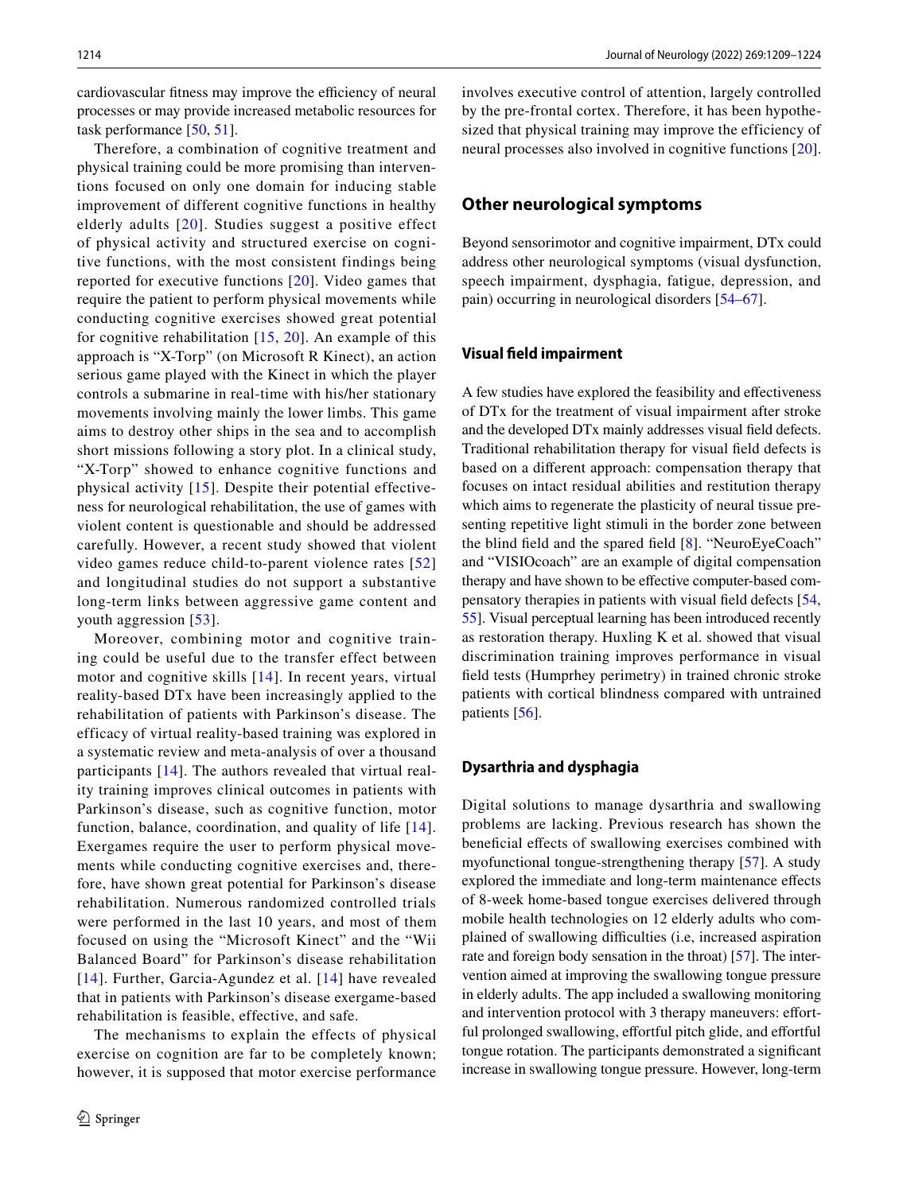cardiovascular fitness may improve the efficiency of neural processes or may provide increased metabolic resources for task performance [50, 51].

Therefore, a combination of cognitive treatment and physical training could be more promising than interventions focused on only one domain for inducing stable improvement of different cognitive functions in healthy elderly adults [20]. Studies suggest a positive effect of physical activity and structured exercise on cognitive functions, with the most consistent findings being reported for executive functions [20]. Video games that require the patient to perform physical movements while conducting cognitive exercises showed great potential for cognitive rehabilitation [15, 20]. An example of this approach is "X-Torp" (on Microsoft R Kinect), an action serious game played with the Kinect in which the player controls a submarine in real-time with his/her stationary movements involving mainly the lower limbs. This game aims to destroy other ships in the sea and to accomplish short missions following a story plot. In a clinical study, "X-Torp" showed to enhance cognitive functions and physical activity [15]. Despite their potential effectiveness for neurological rehabilitation, the use of games with violent content is questionable and should be addressed carefully. However, a recent study showed that violent video games reduce child-to-parent violence rates [52] and longitudinal studies do not support a substantive long-term links between aggressive game content and youth aggression [53].

Moreover, combining motor and cognitive training could be useful due to the transfer effect between motor and cognitive skills [14]. In recent years, virtual reality-based DTx have been increasingly applied to the rehabilitation of patients with Parkinson's disease. The efficacy of virtual reality-based training was explored in a systematic review and meta-analysis of over a thousand participants [14]. The authors revealed that virtual reality training improves clinical outcomes in patients with Parkinson's disease, such as cognitive function, motor function, balance, coordination, and quality of life [14]. Exergames require the user to perform physical movements while conducting cognitive exercises and, therefore, have shown great potential for Parkinson's disease rehabilitation. Numerous randomized controlled trials were performed in the last 10 years, and most of them focused on using the "Microsoft Kinect" and the "Wii Balanced Board" for Parkinson's disease rehabilitation [14]. Further, Garcia-Agundez et al. [14] have revealed that in patients with Parkinson's disease exergame-based rehabilitation is feasible, effective, and safe.

The mechanisms to explain the effects of physical exercise on cognition are far to be completely known; however, it is supposed that motor exercise performance involves executive control of attention, largely controlled by the pre-frontal cortex. Therefore, it has been hypothesized that physical training may improve the efficiency of neural processes also involved in cognitive functions [20].

## Other neurological symptoms

Beyond sensorimotor and cognitive impairment, DTx could address other neurological symptoms (visual dysfunction, speech impairment, dysphagia, fatigue, depression, and pain) occurring in neurological disorders [54–67].

### Visual field impairment

A few studies have explored the feasibility and effectiveness of DTx for the treatment of visual impairment after stroke and the developed DTx mainly addresses visual field defects. Traditional rehabilitation therapy for visual field defects is based on a different approach: compensation therapy that focuses on intact residual abilities and restitution therapy which aims to regenerate the plasticity of neural tissue presenting repetitive light stimuli in the border zone between the blind field and the spared field [8]. "NeuroEyeCoach" and "VISIOcoach" are an example of digital compensation therapy and have shown to be effective computer-based compensatory therapies in patients with visual field defects [54, 55]. Visual perceptual learning has been introduced recently as restoration therapy. Huxling K et al. showed that visual discrimination training improves performance in visual field tests (Humphrey perimetry) in trained chronic stroke patients with cortical blindness compared with untrained patients [56].

### Dysarthria and dysphagia

Digital solutions to manage dysarthria and swallowing problems are lacking. Previous research has shown the beneficial effects of swallowing exercises combined with myofunctional tongue-strengthening therapy [57]. A study explored the immediate and long-term maintenance effects of 8-week home-based tongue exercises delivered through mobile health technologies on 12 elderly adults who complained of swallowing difficulties (i.e, increased aspiration rate and foreign body sensation in the throat) [57]. The intervention aimed at improving the swallowing tongue pressure in elderly adults. The app included a swallowing monitoring and intervention protocol with 3 therapy maneuvers: effortful prolonged swallowing, effortful pitch glide, and effortful tongue rotation. The participants demonstrated a significant increase in swallowing tongue pressure. However, long-term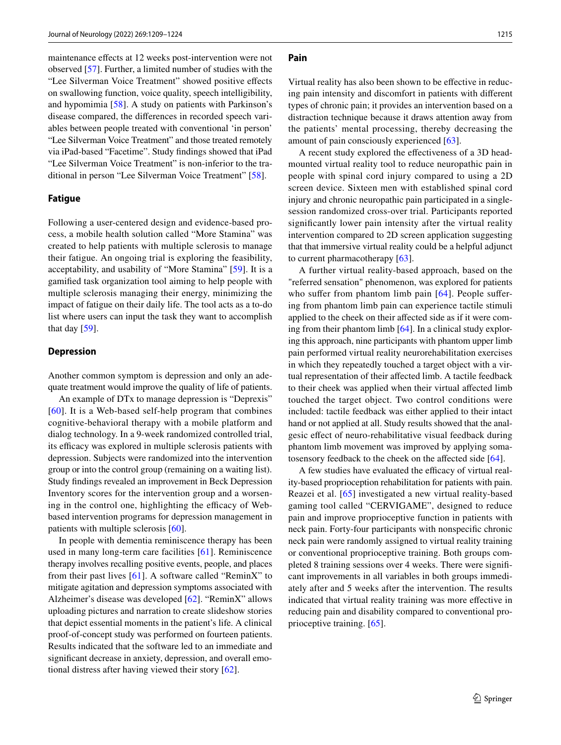maintenance effects at 12 weeks post-intervention were not observed [57]. Further, a limited number of studies with the "Lee Silverman Voice Treatment" showed positive effects on swallowing function, voice quality, speech intelligibility, and hypomimia [58]. A study on patients with Parkinson's disease compared, the differences in recorded speech variables between people treated with conventional 'in person' "Lee Silverman Voice Treatment" and those treated remotely via iPad-based "Facetime". Study findings showed that iPad "Lee Silverman Voice Treatment" is non-inferior to the traditional in person "Lee Silverman Voice Treatment" [58].

### Fatigue

Following a user-centered design and evidence-based process, a mobile health solution called "More Stamina" was created to help patients with multiple sclerosis to manage their fatigue. An ongoing trial is exploring the feasibility, acceptability, and usability of "More Stamina" [59]. It is a gamified task organization tool aiming to help people with multiple sclerosis managing their energy, minimizing the impact of fatigue on their daily life. The tool acts as a to-do list where users can input the task they want to accomplish that day [59].

### Depression

Another common symptom is depression and only an adequate treatment would improve the quality of life of patients.

An example of DTx to manage depression is "Deprexis" [60]. It is a Web-based self-help program that combines cognitive-behavioral therapy with a mobile platform and dialog technology. In a 9-week randomized controlled trial, its efficacy was explored in multiple sclerosis patients with depression. Subjects were randomized into the intervention group or into the control group (remaining on a waiting list). Study findings revealed an improvement in Beck Depression Inventory scores for the intervention group and a worsening in the control one, highlighting the efficacy of Web-based intervention programs for depression management in patients with multiple sclerosis [60].

In people with dementia reminiscence therapy has been used in many long-term care facilities [61]. Reminiscence therapy involves recalling positive events, people, and places from their past lives [61]. A software called "ReminX" to mitigate agitation and depression symptoms associated with Alzheimer's disease was developed [62]. "ReminX" allows uploading pictures and narration to create slideshow stories that depict essential moments in the patient's life. A clinical proof-of-concept study was performed on fourteen patients. Results indicated that the software led to an immediate and significant decrease in anxiety, depression, and overall emotional distress after having viewed their story [62].

### Pain

Virtual reality has also been shown to be effective in reducing pain intensity and discomfort in patients with different types of chronic pain; it provides an intervention based on a distraction technique because it draws attention away from the patients' mental processing, thereby decreasing the amount of pain consciously experienced [63].

A recent study explored the effectiveness of a 3D head-mounted virtual reality tool to reduce neuropathic pain in people with spinal cord injury compared to using a 2D screen device. Sixteen men with established spinal cord injury and chronic neuropathic pain participated in a single-session randomized cross-over trial. Participants reported significantly lower pain intensity after the virtual reality intervention compared to 2D screen application suggesting that that immersive virtual reality could be a helpful adjunct to current pharmacotherapy [63].

A further virtual reality-based approach, based on the "referred sensation" phenomenon, was explored for patients who suffer from phantom limb pain [64]. People suffering from phantom limb pain can experience tactile stimuli applied to the cheek on their affected side as if it were coming from their phantom limb [64]. In a clinical study exploring this approach, nine participants with phantom upper limb pain performed virtual reality neurorehabilitation exercises in which they repeatedly touched a target object with a virtual representation of their affected limb. A tactile feedback to their cheek was applied when their virtual affected limb touched the target object. Two control conditions were included: tactile feedback was either applied to their intact hand or not applied at all. Study results showed that the analgesic effect of neuro-rehabilitative visual feedback during phantom limb movement was improved by applying somatosensory feedback to the cheek on the affected side [64].

A few studies have evaluated the efficacy of virtual reality-based proprioception rehabilitation for patients with pain. Reazei et al. [65] investigated a new virtual reality-based gaming tool called "CERVIGAME", designed to reduce pain and improve proprioceptive function in patients with neck pain. Forty-four participants with nonspecific chronic neck pain were randomly assigned to virtual reality training or conventional proprioceptive training. Both groups completed 8 training sessions over 4 weeks. There were significant improvements in all variables in both groups immediately after and 5 weeks after the intervention. The results indicated that virtual reality training was more effective in reducing pain and disability compared to conventional proprioceptive training. [65].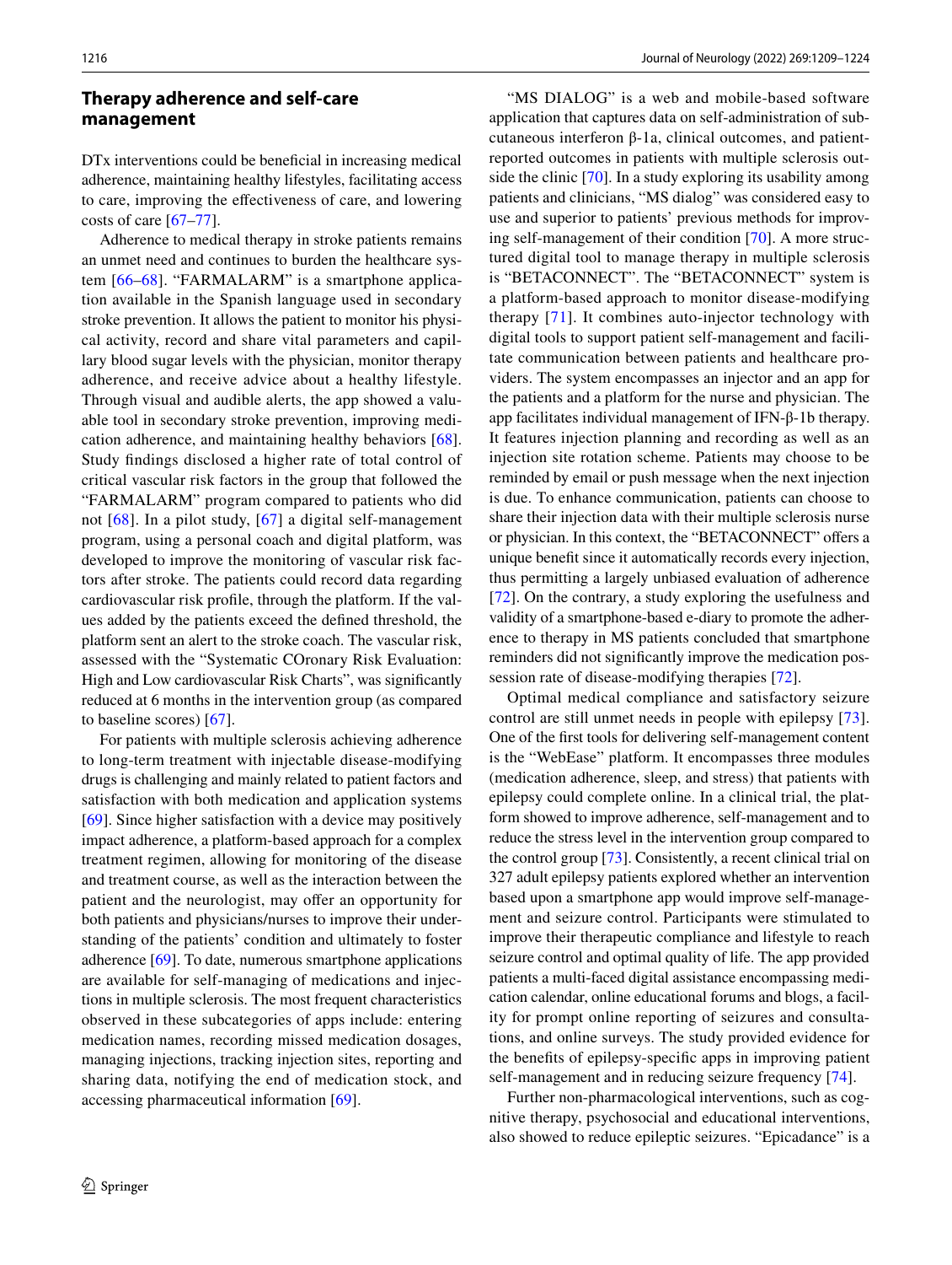## Therapy adherence and self-care management

DTx interventions could be beneficial in increasing medical adherence, maintaining healthy lifestyles, facilitating access to care, improving the effectiveness of care, and lowering costs of care [67–77].

Adherence to medical therapy in stroke patients remains an unmet need and continues to burden the healthcare system [66–68]. "FARMALARM" is a smartphone application available in the Spanish language used in secondary stroke prevention. It allows the patient to monitor his physical activity, record and share vital parameters and capillary blood sugar levels with the physician, monitor therapy adherence, and receive advice about a healthy lifestyle. Through visual and audible alerts, the app showed a valuable tool in secondary stroke prevention, improving medication adherence, and maintaining healthy behaviors [68]. Study findings disclosed a higher rate of total control of critical vascular risk factors in the group that followed the "FARMALARM" program compared to patients who did not [68]. In a pilot study, [67] a digital self-management program, using a personal coach and digital platform, was developed to improve the monitoring of vascular risk factors after stroke. The patients could record data regarding cardiovascular risk profile, through the platform. If the values added by the patients exceed the defined threshold, the platform sent an alert to the stroke coach. The vascular risk, assessed with the "Systematic COronary Risk Evaluation: High and Low cardiovascular Risk Charts", was significantly reduced at 6 months in the intervention group (as compared to baseline scores) [67].

For patients with multiple sclerosis achieving adherence to long-term treatment with injectable disease-modifying drugs is challenging and mainly related to patient factors and satisfaction with both medication and application systems [69]. Since higher satisfaction with a device may positively impact adherence, a platform-based approach for a complex treatment regimen, allowing for monitoring of the disease and treatment course, as well as the interaction between the patient and the neurologist, may offer an opportunity for both patients and physicians/nurses to improve their understanding of the patients' condition and ultimately to foster adherence [69]. To date, numerous smartphone applications are available for self-managing of medications and injections in multiple sclerosis. The most frequent characteristics observed in these subcategories of apps include: entering medication names, recording missed medication dosages, managing injections, tracking injection sites, reporting and sharing data, notifying the end of medication stock, and accessing pharmaceutical information [69].

"MS DIALOG" is a web and mobile-based software application that captures data on self-administration of subcutaneous interferon β-1a, clinical outcomes, and patient-reported outcomes in patients with multiple sclerosis outside the clinic [70]. In a study exploring its usability among patients and clinicians, "MS dialog" was considered easy to use and superior to patients' previous methods for improving self-management of their condition [70]. A more structured digital tool to manage therapy in multiple sclerosis is "BETACONNECT". The "BETACONNECT" system is a platform-based approach to monitor disease-modifying therapy [71]. It combines auto-injector technology with digital tools to support patient self-management and facilitate communication between patients and healthcare providers. The system encompasses an injector and an app for the patients and a platform for the nurse and physician. The app facilitates individual management of IFN-β-1b therapy. It features injection planning and recording as well as an injection site rotation scheme. Patients may choose to be reminded by email or push message when the next injection is due. To enhance communication, patients can choose to share their injection data with their multiple sclerosis nurse or physician. In this context, the "BETACONNECT" offers a unique benefit since it automatically records every injection, thus permitting a largely unbiased evaluation of adherence [72]. On the contrary, a study exploring the usefulness and validity of a smartphone-based e-diary to promote the adherence to therapy in MS patients concluded that smartphone reminders did not significantly improve the medication possession rate of disease-modifying therapies [72].

Optimal medical compliance and satisfactory seizure control are still unmet needs in people with epilepsy [73]. One of the first tools for delivering self-management content is the "WebEase" platform. It encompasses three modules (medication adherence, sleep, and stress) that patients with epilepsy could complete online. In a clinical trial, the platform showed to improve adherence, self-management and to reduce the stress level in the intervention group compared to the control group [73]. Consistently, a recent clinical trial on 327 adult epilepsy patients explored whether an intervention based upon a smartphone app would improve self-management and seizure control. Participants were stimulated to improve their therapeutic compliance and lifestyle to reach seizure control and optimal quality of life. The app provided patients a multi-faced digital assistance encompassing medication calendar, online educational forums and blogs, a facility for prompt online reporting of seizures and consultations, and online surveys. The study provided evidence for the benefits of epilepsy-specific apps in improving patient self-management and in reducing seizure frequency [74].

Further non-pharmacological interventions, such as cognitive therapy, psychosocial and educational interventions, also showed to reduce epileptic seizures. "Epicadance" is a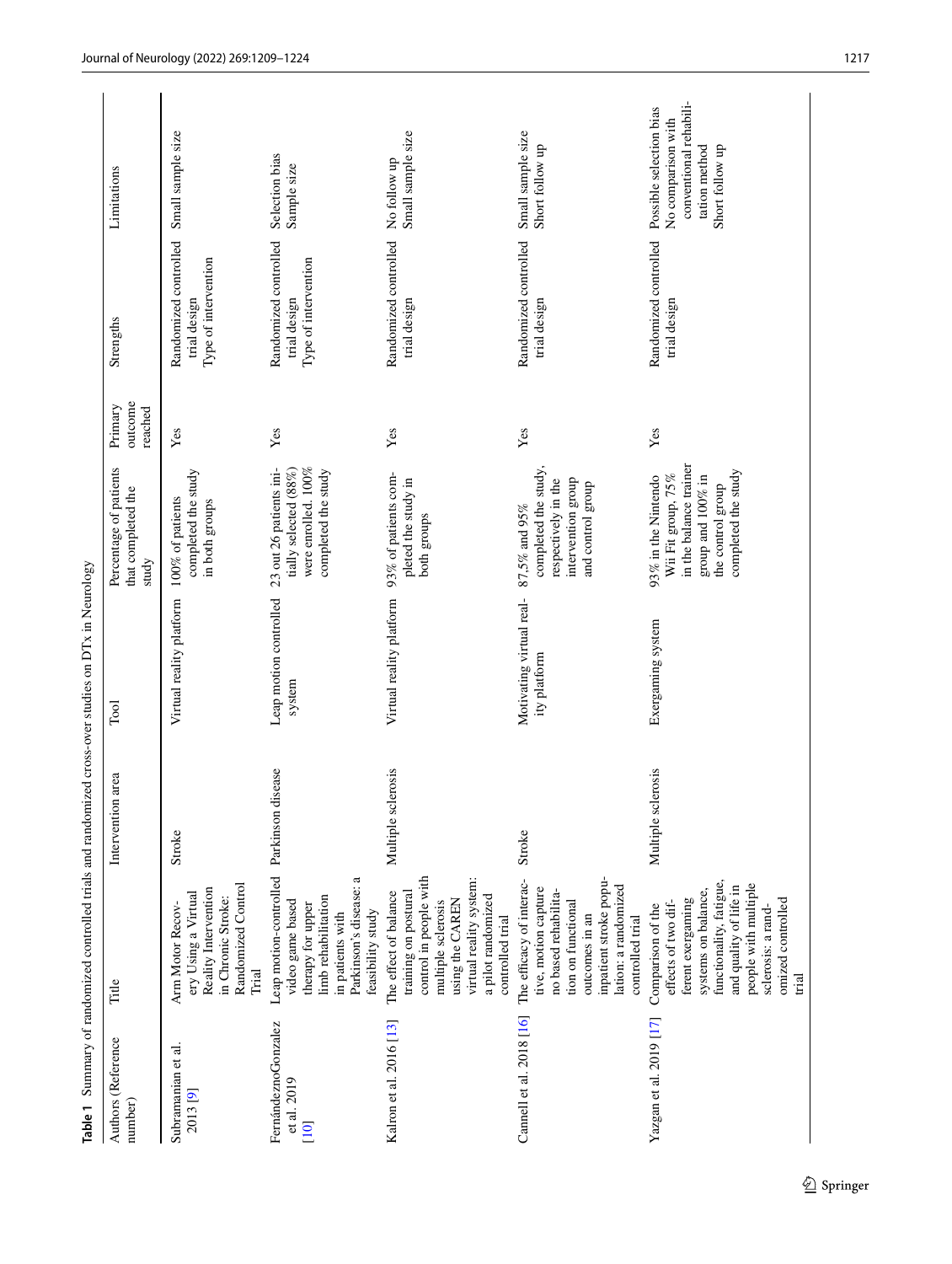**Table 1** Summary of randomized controlled trials and randomized cross-over studies on DTx in Neurology

| Authors (Reference number) | Title | Intervention area | Tool | Percentage of patients that completed the study | Primary outcome reached | Strengths | Limitations |
|---|---|---|---|---|---|---|---|
| Subramanian et al. 2013 [9] | Arm Motor Recovery Using a Virtual Reality Intervention in Chronic Stroke: Randomized Control Trial | Stroke | Virtual reality platform | 100% of patients completed the study in both groups | Yes | Randomized controlled trial design<br>Type of intervention | Small sample size |
| FernándeznoGonzalez et al. 2019 [10] | Leap motion-controlled video game based therapy for upper limb rehabilitation in patients with Parkinson's disease: a feasibility study | Parkinson disease | Leap motion controlled system | 23 out 26 patients initially selected (88%) were enrolled. 100% completed the study | Yes | Randomized controlled trial design<br>Type of intervention | Selection bias<br>Sample size |
| Kalron et al. 2016 [13] | The effect of balance training on postural control in people with multiple sclerosis using the CAREN virtual reality system: a pilot randomized controlled trial | Multiple sclerosis | Virtual reality platform | 93% of patients completed the study in both groups | Yes | Randomized controlled trial design | No follow up<br>Small sample size |
| Cannell et al. 2018 [16] | The efficacy of interactive, motion capture no based rehabilitation on functional outcomes in an inpatient stroke population: a randomized controlled trial | Stroke | Motivating virtual reality platform | 87,5% and 95% completed the study, respectively in the intervention group and control group | Yes | Randomized controlled trial design | Small sample size<br>Short follow up |
| Yazgan et al. 2019 [17] | Comparison of the effects of two different exergaming systems on balance, functionality, fatigue, and quality of life in people with multiple sclerosis: a randomized controlled trial | Multiple sclerosis | Exergaming system | 93% in the Nintendo Wii Fit group, 75% in the balance trainer group and 100% in the control group completed the study | Yes | Randomized controlled trial design | Possible selection bias<br>No comparison with conventional rehabilitation method<br>Short follow up |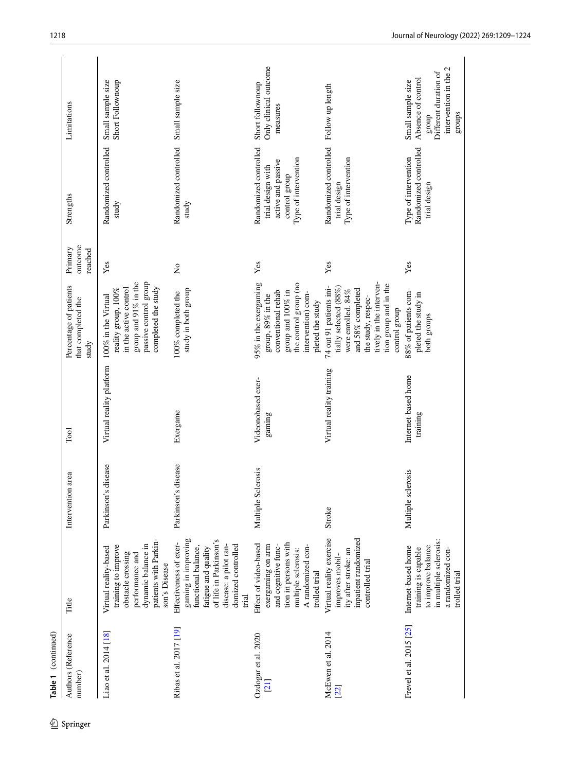**Table 1** (continued)

| Authors (Reference number) | Title | Intervention area | Tool | Percentage of patients that completed the study | Primary outcome reached | Strengths | Limitations |
|---|---|---|---|---|---|---|---|
| Liao et al. 2014 [18] | Virtual reality-based training to improve obstacle crossing performance and dynamic balance in patients with Parkinson's Disease | Parkinson's disease | Virtual reality platform | 100% in the Virtual reality group, 100% in the active control group and 91% in the passive control group completed the study | Yes | Randomized controlled study | Small sample size Short Followup |
| Ribas et al. 2017 [19] | Effectiveness of exergaming in improving functional balance, fatigue and quality of life in Parkinson's disease: a pilot randomized controlled trial | Parkinson's disease | Exergame | 100% completed the study in both group | No | Randomized controlled study | Small sample size |
| Ozdogar et al. 2020 [21] | Effect of video-based exergaming on arm and cognitive function in persons with multiple sclerosis: A randomized controlled trial | Multiple Sclerosis | Videonobased exergaming | 95% in the exergaming group, 89% in the conventional rehab group and 100% in the control group (no intervention) completed the study | Yes | Randomized controlled trial design with active and passive control group Type of intervention | Short followup Only clinical outcome measures |
| McEwen et al. 2014 [22] | Virtual reality exercise improves mobility after stroke: an inpatient randomized controlled trial | Stroke | Virtual reality training | 74 out 91 patients initially selected (88%) were enrolled. 84% and 58% completed the study, respectively in the intervention group and in the control group | Yes | Randomized controlled trial design Type of intervention | Follow up length |
| Frevel et al. 2015 [25] | Internet-based home training is capable to improve balance in multiple sclerosis: a randomized controlled trial | Multiple sclerosis | Internet-based home training | 88% of patients completed the study in both groups | Yes | Type of intervention Randomized controlled trial design | Small sample size Absence of control group Different duration of intervention in the 2 groups |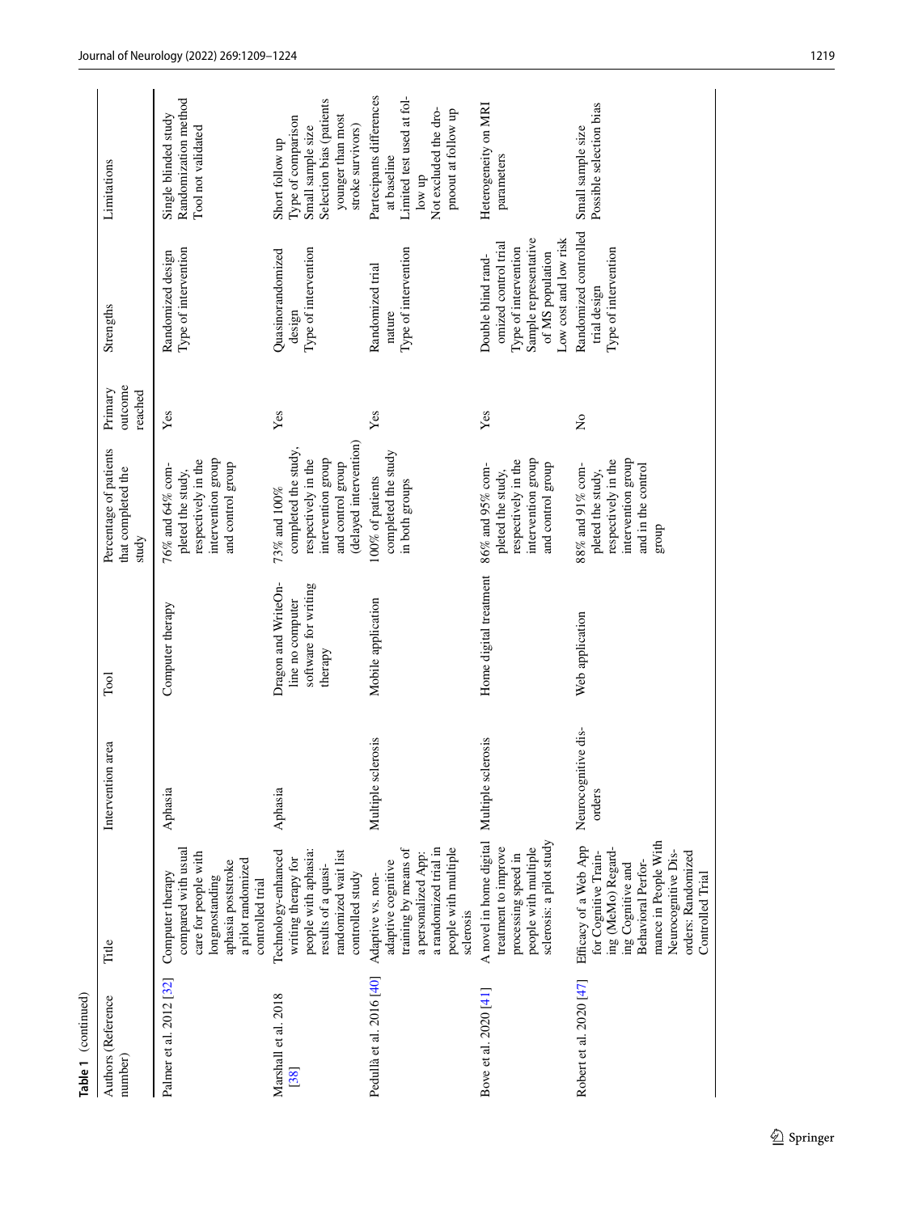**Table 1** (continued)

| Authors (Reference number) | Title | Intervention area | Tool | Percentage of patients that completed the study | Primary outcome reached | Strengths | Limitations |
|---|---|---|---|---|---|---|---|
| Palmer et al. 2012 [32] | Computer therapy compared with usual care for people with longnostanding aphasia poststroke a pilot randomized controlled trial | Aphasia | Computer therapy | 76% and 64% completed the study, respectively in the intervention group and control group | Yes | Randomized design<br>Type of intervention | Single blinded study<br>Randomization method<br>Tool not validated |
| Marshall et al. 2018 [38] | Technology-enhanced writing therapy for people with aphasia: results of a quasi-randomized wait list controlled study | Aphasia | Dragon and WriteOnline no computer software for writing therapy | 73% and 100% completed the study, respectively in the intervention group and control group (delayed intervention) | Yes | Quasinorandomized design<br>Type of intervention | Short follow up<br>Type of comparison<br>Small sample size<br>Selection bias (patients younger than most stroke survivors) |
| Pedullà et al. 2016 [40] | Adaptive vs. non-adaptive cognitive training by means of a personalized App: a randomized trial in people with multiple sclerosis | Multiple sclerosis | Mobile application | 100% of patients completed the study in both groups | Yes | Randomized trial nature<br>Type of intervention | Partecipants differences at baseline<br>Limited test used at follow up<br>Not excluded the dropnout at follow up |
| Bove et al. 2020 [41] | A novel in home digital treatment to improve processing speed in people with multiple sclerosis: a pilot study | Multiple sclerosis | Home digital treatment | 86% and 95% completed the study, respectively in the intervention group and control group | Yes | Double blind randomized control trial<br>Type of intervention<br>Sample representative of MS population<br>Low cost and low risk | Heterogeneity on MRI parameters |
| Robert et al. 2020 [47] | Efficacy of a Web App for Cognitive Training (MeMo) Regarding Cognitive and Behavioral Performance in People With Neurocognitive Disorders: Randomized Controlled Trial | Neurocognitive disorders | Web application | 88% and 91% completed the study, respectively in the intervention group and in the control group | No | Randomized controlled trial design<br>Type of intervention | Small sample size<br>Possible selection bias |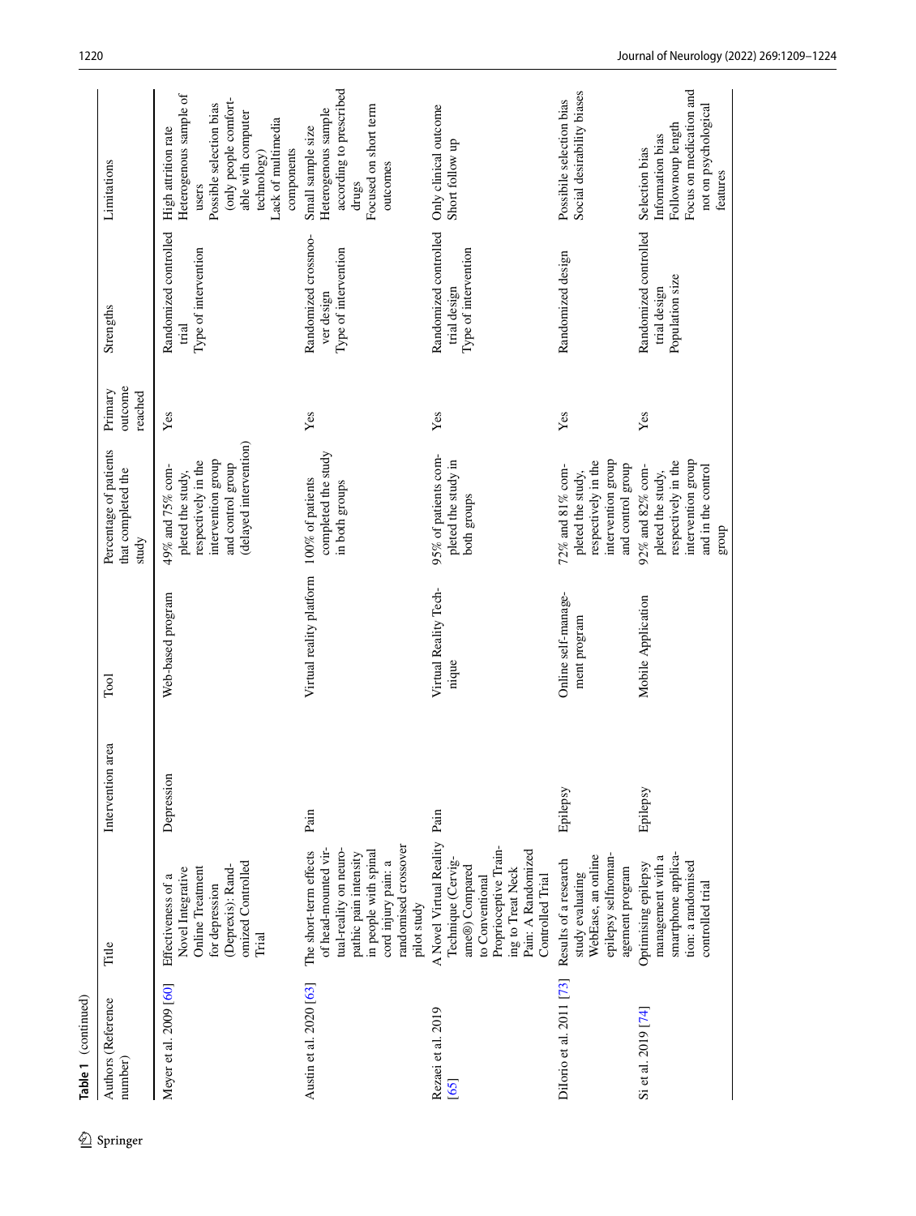**Table 1** (continued)

| Authors (Reference number) | Title | Intervention area | Tool | Percentage of patients that completed the study | Primary outcome reached | Strengths | Limitations |
|---|---|---|---|---|---|---|---|
| Meyer et al. 2009 [60] | Effectiveness of a Novel Integrative Online Treatment for depression (Deprexis): Randomized Controlled Trial | Depression | Web-based program | 49% and 75% completed the study, respectively in the intervention group and control group (delayed intervention) | Yes | Randomized controlled trial<br>Type of intervention | High attrition rate<br>Heterogenous sample of users<br>Possible selection bias (only people comfortable with computer technology)<br>Lack of multimedia components |
| Austin et al. 2020 [63] | The short-term effects of head-mounted virtual-reality on neuropathic pain intensity in people with spinal cord injury pain: a randomised crossover pilot study | Pain | Virtual reality platform | 100% of patients completed the study in both groups | Yes | Randomized crossnover design<br>Type of intervention | Small sample size<br>Heterogenous sample according to prescribed drugs<br>Focused on short term outcomes |
| Rezaei et al. 2019 [65] | A Novel Virtual Reality Technique (Cervigame®) Compared to Conventional Proprioceptive Training to Treat Neck Pain: A Randomized Controlled Trial | Pain | Virtual Reality Technique | 95% of patients completed the study in both groups | Yes | Randomized controlled trial design<br>Type of intervention | Only clinical outcome<br>Short follow up |
| DiIorio et al. 2011 [73] | Results of a research study evaluating WebEase, an online epilepsy selfmanagement program | Epilepsy | Online self-management program | 72% and 81% completed the study, respectively in the intervention group and control group | Yes | Randomized design | Possibile selection bias<br>Social desirability biases |
| Si et al. 2019 [74] | Optimising epilepsy management with a smartphone application: a randomised controlled trial | Epilepsy | Mobile Application | 92% and 82% completed the study, respectively in the intervention group and in the control group | Yes | Randomized controlled trial design<br>Population size | Selection bias<br>Information bias<br>Followup length<br>Focus on medication and not on psychological features |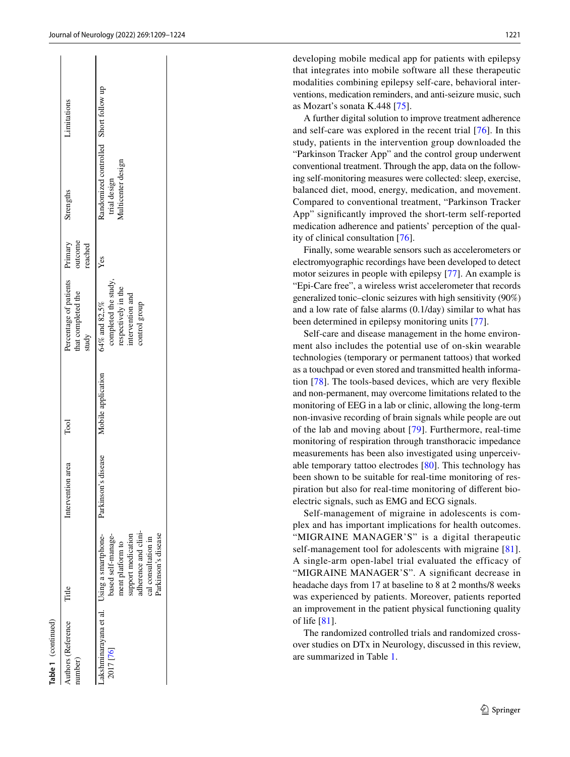**Table 1** (continued)

| Authors (Reference number) | Title | Intervention area | Tool | Percentage of patients that completed the study | Primary outcome reached | Strengths | Limitations |
|---|---|---|---|---|---|---|---|
| Lakshminarayana et al. 2017 [76] | Using a smartphone-based self-management platform to support medication adherence and clinical consultation in Parkinson's disease | Parkinson's disease | Mobile application | 64% and 82.5% completed the study, respectively in the intervention and control group | Yes | Randomized controlled trial design<br>Multicenter design | Short follow up |

developing mobile medical app for patients with epilepsy that integrates into mobile software all these therapeutic modalities combining epilepsy self-care, behavioral interventions, medication reminders, and anti-seizure music, such as Mozart's sonata K.448 [75].

A further digital solution to improve treatment adherence and self-care was explored in the recent trial [76]. In this study, patients in the intervention group downloaded the "Parkinson Tracker App" and the control group underwent conventional treatment. Through the app, data on the following self-monitoring measures were collected: sleep, exercise, balanced diet, mood, energy, medication, and movement. Compared to conventional treatment, "Parkinson Tracker App" significantly improved the short-term self-reported medication adherence and patients' perception of the quality of clinical consultation [76].

Finally, some wearable sensors such as accelerometers or electromyographic recordings have been developed to detect motor seizures in people with epilepsy [77]. An example is "Epi-Care free", a wireless wrist accelerometer that records generalized tonic–clonic seizures with high sensitivity (90%) and a low rate of false alarms (0.1/day) similar to what has been determined in epilepsy monitoring units [77].

Self-care and disease management in the home environment also includes the potential use of on-skin wearable technologies (temporary or permanent tattoos) that worked as a touchpad or even stored and transmitted health information [78]. The tools-based devices, which are very flexible and non-permanent, may overcome limitations related to the monitoring of EEG in a lab or clinic, allowing the long-term non-invasive recording of brain signals while people are out of the lab and moving about [79]. Furthermore, real-time monitoring of respiration through transthoracic impedance measurements has been also investigated using unperceivable temporary tattoo electrodes [80]. This technology has been shown to be suitable for real-time monitoring of respiration but also for real-time monitoring of different bioelectric signals, such as EMG and ECG signals.

Self-management of migraine in adolescents is complex and has important implications for health outcomes. "MIGRAINE MANAGER'S" is a digital therapeutic self-management tool for adolescents with migraine [81]. A single-arm open-label trial evaluated the efficacy of "MIGRAINE MANAGER'S". A significant decrease in headache days from 17 at baseline to 8 at 2 months/8 weeks was experienced by patients. Moreover, patients reported an improvement in the patient physical functioning quality of life [81].

The randomized controlled trials and randomized crossover studies on DTx in Neurology, discussed in this review, are summarized in Table 1.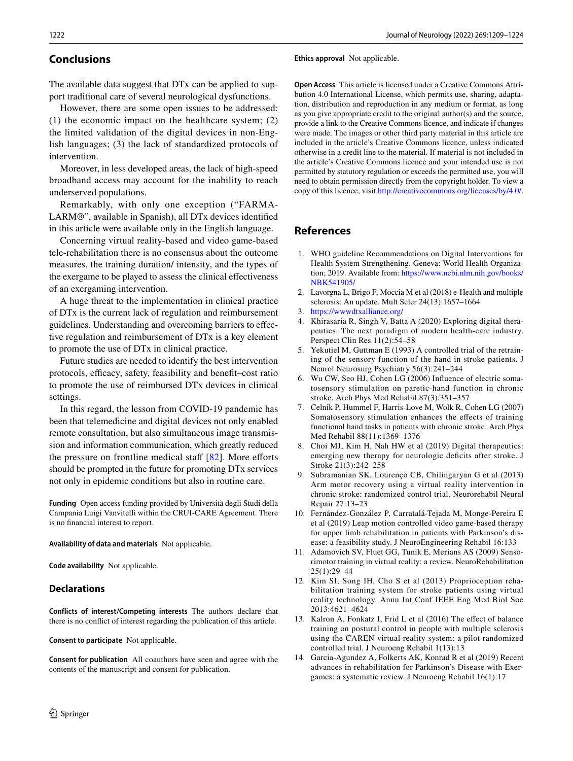## Conclusions

The available data suggest that DTx can be applied to support traditional care of several neurological dysfunctions.

However, there are some open issues to be addressed: (1) the economic impact on the healthcare system; (2) the limited validation of the digital devices in non-English languages; (3) the lack of standardized protocols of intervention.

Moreover, in less developed areas, the lack of high-speed broadband access may account for the inability to reach underserved populations.

Remarkably, with only one exception ("FARMALARM®", available in Spanish), all DTx devices identified in this article were available only in the English language.

Concerning virtual reality-based and video game-based tele-rehabilitation there is no consensus about the outcome measures, the training duration/ intensity, and the types of the exergame to be played to assess the clinical effectiveness of an exergaming intervention.

A huge threat to the implementation in clinical practice of DTx is the current lack of regulation and reimbursement guidelines. Understanding and overcoming barriers to effective regulation and reimbursement of DTx is a key element to promote the use of DTx in clinical practice.

Future studies are needed to identify the best intervention protocols, efficacy, safety, feasibility and benefit–cost ratio to promote the use of reimbursed DTx devices in clinical settings.

In this regard, the lesson from COVID-19 pandemic has been that telemedicine and digital devices not only enabled remote consultation, but also simultaneous image transmission and information communication, which greatly reduced the pressure on frontline medical staff [82]. More efforts should be prompted in the future for promoting DTx services not only in epidemic conditions but also in routine care.

**Funding** Open access funding provided by Università degli Studi della Campania Luigi Vanvitelli within the CRUI-CARE Agreement. There is no financial interest to report.

**Availability of data and materials** Not applicable.

**Code availability** Not applicable.

### Declarations

**Conflicts of interest/Competing interests** The authors declare that there is no conflict of interest regarding the publication of this article.

**Consent to participate** Not applicable.

**Consent for publication** All coauthors have seen and agree with the contents of the manuscript and consent for publication.

**Ethics approval** Not applicable.

**Open Access** This article is licensed under a Creative Commons Attribution 4.0 International License, which permits use, sharing, adaptation, distribution and reproduction in any medium or format, as long as you give appropriate credit to the original author(s) and the source, provide a link to the Creative Commons licence, and indicate if changes were made. The images or other third party material in this article are included in the article's Creative Commons licence, unless indicated otherwise in a credit line to the material. If material is not included in the article's Creative Commons licence and your intended use is not permitted by statutory regulation or exceeds the permitted use, you will need to obtain permission directly from the copyright holder. To view a copy of this licence, visit http://creativecommons.org/licenses/by/4.0/.

## References

1. WHO guideline Recommendations on Digital Interventions for Health System Strengthening. Geneva: World Health Organization; 2019. Available from: https://www.ncbi.nlm.nih.gov/books/NBK541905/
2. Lavorgna L, Brigo F, Moccia M et al (2018) e-Health and multiple sclerosis: An update. Mult Scler 24(13):1657–1664
3. https://wwwdtxalliance.org/
4. Khirasaria R, Singh V, Batta A (2020) Exploring digital therapeutics: The next paradigm of modern health-care industry. Perspect Clin Res 11(2):54–58
5. Yekutiel M, Guttman E (1993) A controlled trial of the retraining of the sensory function of the hand in stroke patients. J Neurol Neurosurg Psychiatry 56(3):241–244
6. Wu CW, Seo HJ, Cohen LG (2006) Influence of electric somatosensory stimulation on paretic-hand function in chronic stroke. Arch Phys Med Rehabil 87(3):351–357
7. Celnik P, Hummel F, Harris-Love M, Wolk R, Cohen LG (2007) Somatosensory stimulation enhances the effects of training functional hand tasks in patients with chronic stroke. Arch Phys Med Rehabil 88(11):1369–1376
8. Choi MJ, Kim H, Nah HW et al (2019) Digital therapeutics: emerging new therapy for neurologic deficits after stroke. J Stroke 21(3):242–258
9. Subramanian SK, Lourenço CB, Chilingaryan G et al (2013) Arm motor recovery using a virtual reality intervention in chronic stroke: randomized control trial. Neurorehabil Neural Repair 27:13–23
10. Fernández-González P, Carratalá-Tejada M, Monge-Pereira E et al (2019) Leap motion controlled video game-based therapy for upper limb rehabilitation in patients with Parkinson's disease: a feasibility study. J NeuroEngineering Rehabil 16:133
11. Adamovich SV, Fluet GG, Tunik E, Merians AS (2009) Sensorimotor training in virtual reality: a review. NeuroRehabilitation 25(1):29–44
12. Kim SI, Song IH, Cho S et al (2013) Proprioception rehabilitation training system for stroke patients using virtual reality technology. Annu Int Conf IEEE Eng Med Biol Soc 2013:4621–4624
13. Kalron A, Fonkatz I, Frid L et al (2016) The effect of balance training on postural control in people with multiple sclerosis using the CAREN virtual reality system: a pilot randomized controlled trial. J Neuroeng Rehabil 1(13):13
14. Garcia-Agundez A, Folkerts AK, Konrad R et al (2019) Recent advances in rehabilitation for Parkinson's Disease with Exergames: a systematic review. J Neuroeng Rehabil 16(1):17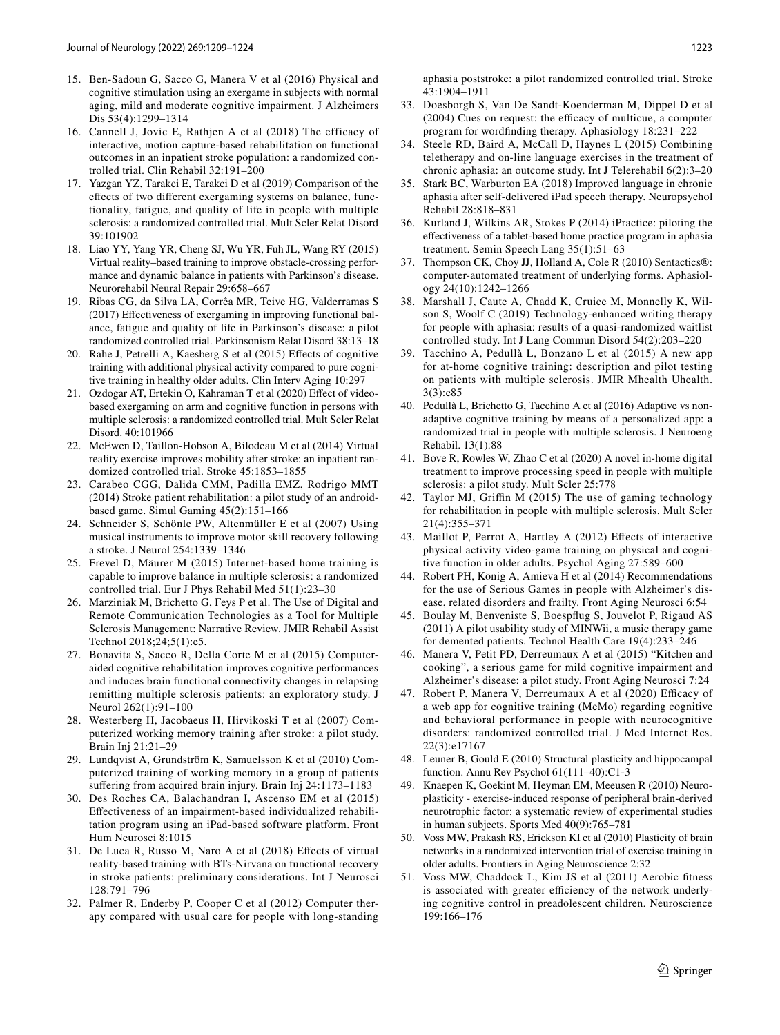15. Ben-Sadoun G, Sacco G, Manera V et al (2016) Physical and cognitive stimulation using an exergame in subjects with normal aging, mild and moderate cognitive impairment. J Alzheimers Dis 53(4):1299–1314
16. Cannell J, Jovic E, Rathjen A et al (2018) The efficacy of interactive, motion capture-based rehabilitation on functional outcomes in an inpatient stroke population: a randomized controlled trial. Clin Rehabil 32:191–200
17. Yazgan YZ, Tarakci E, Tarakci D et al (2019) Comparison of the effects of two different exergaming systems on balance, functionality, fatigue, and quality of life in people with multiple sclerosis: a randomized controlled trial. Mult Scler Relat Disord 39:101902
18. Liao YY, Yang YR, Cheng SJ, Wu YR, Fuh JL, Wang RY (2015) Virtual reality–based training to improve obstacle-crossing performance and dynamic balance in patients with Parkinson's disease. Neurorehabil Neural Repair 29:658–667
19. Ribas CG, da Silva LA, Corrêa MR, Teive HG, Valderramas S (2017) Effectiveness of exergaming in improving functional balance, fatigue and quality of life in Parkinson's disease: a pilot randomized controlled trial. Parkinsonism Relat Disord 38:13–18
20. Rahe J, Petrelli A, Kaesberg S et al (2015) Effects of cognitive training with additional physical activity compared to pure cognitive training in healthy older adults. Clin Interv Aging 10:297
21. Ozdogar AT, Ertekin O, Kahraman T et al (2020) Effect of video-based exergaming on arm and cognitive function in persons with multiple sclerosis: a randomized controlled trial. Mult Scler Relat Disord. 40:101966
22. McEwen D, Taillon-Hobson A, Bilodeau M et al (2014) Virtual reality exercise improves mobility after stroke: an inpatient randomized controlled trial. Stroke 45:1853–1855
23. Carabeo CGG, Dalida CMM, Padilla EMZ, Rodrigo MMT (2014) Stroke patient rehabilitation: a pilot study of an android-based game. Simul Gaming 45(2):151–166
24. Schneider S, Schönle PW, Altenmüller E et al (2007) Using musical instruments to improve motor skill recovery following a stroke. J Neurol 254:1339–1346
25. Frevel D, Mäurer M (2015) Internet-based home training is capable to improve balance in multiple sclerosis: a randomized controlled trial. Eur J Phys Rehabil Med 51(1):23–30
26. Marziniak M, Brichetto G, Feys P et al. The Use of Digital and Remote Communication Technologies as a Tool for Multiple Sclerosis Management: Narrative Review. JMIR Rehabil Assist Technol 2018;24;5(1):e5.
27. Bonavita S, Sacco R, Della Corte M et al (2015) Computer-aided cognitive rehabilitation improves cognitive performances and induces brain functional connectivity changes in relapsing remitting multiple sclerosis patients: an exploratory study. J Neurol 262(1):91–100
28. Westerberg H, Jacobaeus H, Hirvikoski T et al (2007) Computerized working memory training after stroke: a pilot study. Brain Inj 21:21–29
29. Lundqvist A, Grundström K, Samuelsson K et al (2010) Computerized training of working memory in a group of patients suffering from acquired brain injury. Brain Inj 24:1173–1183
30. Des Roches CA, Balachandran I, Ascenso EM et al (2015) Effectiveness of an impairment-based individualized rehabilitation program using an iPad-based software platform. Front Hum Neurosci 8:1015
31. De Luca R, Russo M, Naro A et al (2018) Effects of virtual reality-based training with BTs-Nirvana on functional recovery in stroke patients: preliminary considerations. Int J Neurosci 128:791–796
32. Palmer R, Enderby P, Cooper C et al (2012) Computer therapy compared with usual care for people with long-standing aphasia poststroke: a pilot randomized controlled trial. Stroke 43:1904–1911
33. Doesborgh S, Van De Sandt-Koenderman M, Dippel D et al (2004) Cues on request: the efficacy of multicue, a computer program for wordfinding therapy. Aphasiology 18:231–222
34. Steele RD, Baird A, McCall D, Haynes L (2015) Combining teletherapy and on-line language exercises in the treatment of chronic aphasia: an outcome study. Int J Telerehabil 6(2):3–20
35. Stark BC, Warburton EA (2018) Improved language in chronic aphasia after self-delivered iPad speech therapy. Neuropsychol Rehabil 28:818–831
36. Kurland J, Wilkins AR, Stokes P (2014) iPractice: piloting the effectiveness of a tablet-based home practice program in aphasia treatment. Semin Speech Lang 35(1):51–63
37. Thompson CK, Choy JJ, Holland A, Cole R (2010) Sentactics®: computer-automated treatment of underlying forms. Aphasiology 24(10):1242–1266
38. Marshall J, Caute A, Chadd K, Cruice M, Monnelly K, Wilson S, Woolf C (2019) Technology-enhanced writing therapy for people with aphasia: results of a quasi-randomized waitlist controlled study. Int J Lang Commun Disord 54(2):203–220
39. Tacchino A, Pedullà L, Bonzano L et al (2015) A new app for at-home cognitive training: description and pilot testing on patients with multiple sclerosis. JMIR Mhealth Uhealth. 3(3):e85
40. Pedullà L, Brichetto G, Tacchino A et al (2016) Adaptive vs non-adaptive cognitive training by means of a personalized app: a randomized trial in people with multiple sclerosis. J Neuroeng Rehabil. 13(1):88
41. Bove R, Rowles W, Zhao C et al (2020) A novel in-home digital treatment to improve processing speed in people with multiple sclerosis: a pilot study. Mult Scler 25:778
42. Taylor MJ, Griffin M (2015) The use of gaming technology for rehabilitation in people with multiple sclerosis. Mult Scler 21(4):355–371
43. Maillot P, Perrot A, Hartley A (2012) Effects of interactive physical activity video-game training on physical and cognitive function in older adults. Psychol Aging 27:589–600
44. Robert PH, König A, Amieva H et al (2014) Recommendations for the use of Serious Games in people with Alzheimer's disease, related disorders and frailty. Front Aging Neurosci 6:54
45. Boulay M, Benveniste S, Boespflug S, Jouvelot P, Rigaud AS (2011) A pilot usability study of MINWii, a music therapy game for demented patients. Technol Health Care 19(4):233–246
46. Manera V, Petit PD, Derreumaux A et al (2015) "Kitchen and cooking", a serious game for mild cognitive impairment and Alzheimer's disease: a pilot study. Front Aging Neurosci 7:24
47. Robert P, Manera V, Derreumaux A et al (2020) Efficacy of a web app for cognitive training (MeMo) regarding cognitive and behavioral performance in people with neurocognitive disorders: randomized controlled trial. J Med Internet Res. 22(3):e17167
48. Leuner B, Gould E (2010) Structural plasticity and hippocampal function. Annu Rev Psychol 61(111–40):C1-3
49. Knaepen K, Goekint M, Heyman EM, Meeusen R (2010) Neuroplasticity - exercise-induced response of peripheral brain-derived neurotrophic factor: a systematic review of experimental studies in human subjects. Sports Med 40(9):765–781
50. Voss MW, Prakash RS, Erickson KI et al (2010) Plasticity of brain networks in a randomized intervention trial of exercise training in older adults. Frontiers in Aging Neuroscience 2:32
51. Voss MW, Chaddock L, Kim JS et al (2011) Aerobic fitness is associated with greater efficiency of the network underlying cognitive control in preadolescent children. Neuroscience 199:166–176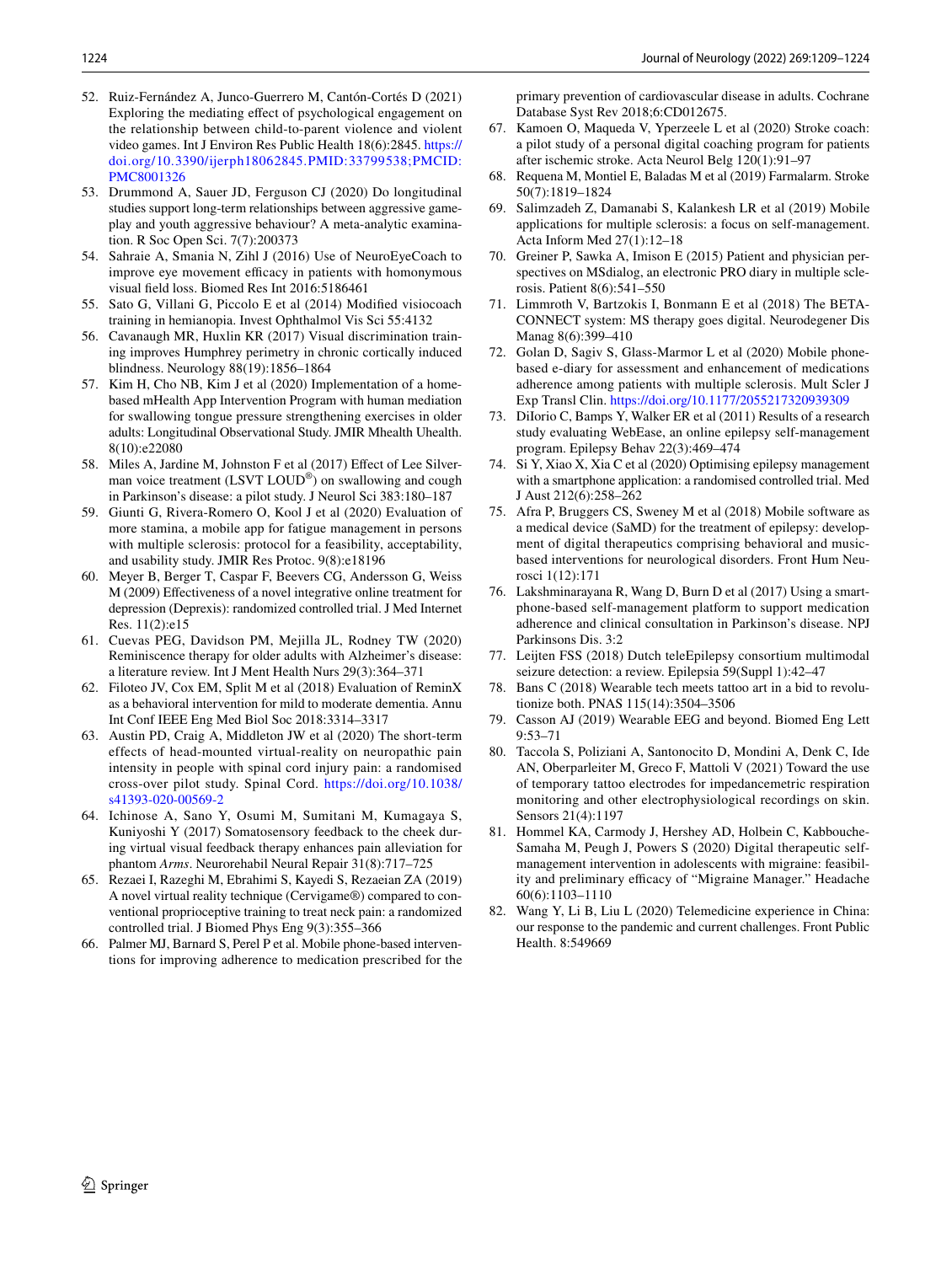52. Ruiz-Fernández A, Junco-Guerrero M, Cantón-Cortés D (2021) Exploring the mediating effect of psychological engagement on the relationship between child-to-parent violence and violent video games. Int J Environ Res Public Health 18(6):2845. https://doi.org/10.3390/ijerph18062845.PMID:33799538;PMCID:PMC8001326
53. Drummond A, Sauer JD, Ferguson CJ (2020) Do longitudinal studies support long-term relationships between aggressive game-play and youth aggressive behaviour? A meta-analytic examination. R Soc Open Sci. 7(7):200373
54. Sahraie A, Smania N, Zihl J (2016) Use of NeuroEyeCoach to improve eye movement efficacy in patients with homonymous visual field loss. Biomed Res Int 2016:5186461
55. Sato G, Villani G, Piccolo E et al (2014) Modified visiocoach training in hemianopia. Invest Ophthalmol Vis Sci 55:4132
56. Cavanaugh MR, Huxlin KR (2017) Visual discrimination training improves Humphrey perimetry in chronic cortically induced blindness. Neurology 88(19):1856–1864
57. Kim H, Cho NB, Kim J et al (2020) Implementation of a home-based mHealth App Intervention Program with human mediation for swallowing tongue pressure strengthening exercises in older adults: Longitudinal Observational Study. JMIR Mhealth Uhealth. 8(10):e22080
58. Miles A, Jardine M, Johnston F et al (2017) Effect of Lee Silverman voice treatment (LSVT LOUD®) on swallowing and cough in Parkinson's disease: a pilot study. J Neurol Sci 383:180–187
59. Giunti G, Rivera-Romero O, Kool J et al (2020) Evaluation of more stamina, a mobile app for fatigue management in persons with multiple sclerosis: protocol for a feasibility, acceptability, and usability study. JMIR Res Protoc. 9(8):e18196
60. Meyer B, Berger T, Caspar F, Beevers CG, Andersson G, Weiss M (2009) Effectiveness of a novel integrative online treatment for depression (Deprexis): randomized controlled trial. J Med Internet Res. 11(2):e15
61. Cuevas PEG, Davidson PM, Mejilla JL, Rodney TW (2020) Reminiscence therapy for older adults with Alzheimer's disease: a literature review. Int J Ment Health Nurs 29(3):364–371
62. Filoteo JV, Cox EM, Split M et al (2018) Evaluation of ReminX as a behavioral intervention for mild to moderate dementia. Annu Int Conf IEEE Eng Med Biol Soc 2018:3314–3317
63. Austin PD, Craig A, Middleton JW et al (2020) The short-term effects of head-mounted virtual-reality on neuropathic pain intensity in people with spinal cord injury pain: a randomised cross-over pilot study. Spinal Cord. https://doi.org/10.1038/s41393-020-00569-2
64. Ichinose A, Sano Y, Osumi M, Sumitani M, Kumagaya S, Kuniyoshi Y (2017) Somatosensory feedback to the cheek during virtual visual feedback therapy enhances pain alleviation for phantom *Arms*. Neurorehabil Neural Repair 31(8):717–725
65. Rezaei I, Razeghi M, Ebrahimi S, Kayedi S, Rezaeian ZA (2019) A novel virtual reality technique (Cervigame®) compared to conventional proprioceptive training to treat neck pain: a randomized controlled trial. J Biomed Phys Eng 9(3):355–366
66. Palmer MJ, Barnard S, Perel P et al. Mobile phone-based interventions for improving adherence to medication prescribed for the primary prevention of cardiovascular disease in adults. Cochrane Database Syst Rev 2018;6:CD012675.
67. Kamoen O, Maqueda V, Yperzeele L et al (2020) Stroke coach: a pilot study of a personal digital coaching program for patients after ischemic stroke. Acta Neurol Belg 120(1):91–97
68. Requena M, Montiel E, Baladas M et al (2019) Farmalarm. Stroke 50(7):1819–1824
69. Salimzadeh Z, Damanabi S, Kalankesh LR et al (2019) Mobile applications for multiple sclerosis: a focus on self-management. Acta Inform Med 27(1):12–18
70. Greiner P, Sawka A, Imison E (2015) Patient and physician perspectives on MSdialog, an electronic PRO diary in multiple sclerosis. Patient 8(6):541–550
71. Limmroth V, Bartzokis I, Bonmann E et al (2018) The BETA-CONNECT system: MS therapy goes digital. Neurodegener Dis Manag 8(6):399–410
72. Golan D, Sagiv S, Glass-Marmor L et al (2020) Mobile phone-based e-diary for assessment and enhancement of medications adherence among patients with multiple sclerosis. Mult Scler J Exp Transl Clin. https://doi.org/10.1177/2055217320939309
73. DiIorio C, Bamps Y, Walker ER et al (2011) Results of a research study evaluating WebEase, an online epilepsy self-management program. Epilepsy Behav 22(3):469–474
74. Si Y, Xiao X, Xia C et al (2020) Optimising epilepsy management with a smartphone application: a randomised controlled trial. Med J Aust 212(6):258–262
75. Afra P, Bruggers CS, Sweney M et al (2018) Mobile software as a medical device (SaMD) for the treatment of epilepsy: development of digital therapeutics comprising behavioral and music-based interventions for neurological disorders. Front Hum Neurosci 1(12):171
76. Lakshminarayana R, Wang D, Burn D et al (2017) Using a smartphone-based self-management platform to support medication adherence and clinical consultation in Parkinson's disease. NPJ Parkinsons Dis. 3:2
77. Leijten FSS (2018) Dutch teleEpilepsy consortium multimodal seizure detection: a review. Epilepsia 59(Suppl 1):42–47
78. Bans C (2018) Wearable tech meets tattoo art in a bid to revolutionize both. PNAS 115(14):3504–3506
79. Casson AJ (2019) Wearable EEG and beyond. Biomed Eng Lett 9:53–71
80. Taccola S, Poliziani A, Santonocito D, Mondini A, Denk C, Ide AN, Oberparleiter M, Greco F, Mattoli V (2021) Toward the use of temporary tattoo electrodes for impedancemetric respiration monitoring and other electrophysiological recordings on skin. Sensors 21(4):1197
81. Hommel KA, Carmody J, Hershey AD, Holbein C, Kabbouche-Samaha M, Peugh J, Powers S (2020) Digital therapeutic self-management intervention in adolescents with migraine: feasibility and preliminary efficacy of "Migraine Manager." Headache 60(6):1103–1110
82. Wang Y, Li B, Liu L (2020) Telemedicine experience in China: our response to the pandemic and current challenges. Front Public Health. 8:549669